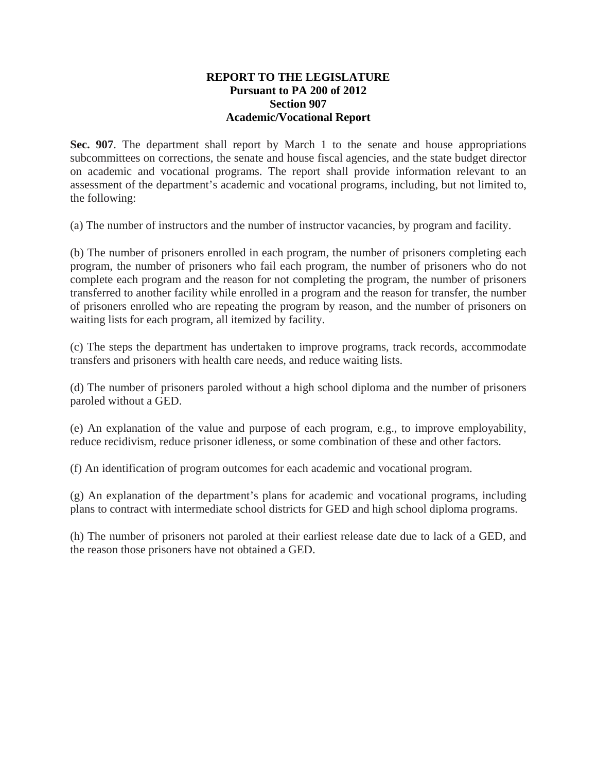**REPORT TO THE LEGISLATURE**
**Pursuant to PA 200 of 2012**
**Section 907**
**Academic/Vocational Report**

**Sec. 907**. The department shall report by March 1 to the senate and house appropriations subcommittees on corrections, the senate and house fiscal agencies, and the state budget director on academic and vocational programs. The report shall provide information relevant to an assessment of the department's academic and vocational programs, including, but not limited to, the following:

(a) The number of instructors and the number of instructor vacancies, by program and facility.

(b) The number of prisoners enrolled in each program, the number of prisoners completing each program, the number of prisoners who fail each program, the number of prisoners who do not complete each program and the reason for not completing the program, the number of prisoners transferred to another facility while enrolled in a program and the reason for transfer, the number of prisoners enrolled who are repeating the program by reason, and the number of prisoners on waiting lists for each program, all itemized by facility.

(c) The steps the department has undertaken to improve programs, track records, accommodate transfers and prisoners with health care needs, and reduce waiting lists.

(d) The number of prisoners paroled without a high school diploma and the number of prisoners paroled without a GED.

(e) An explanation of the value and purpose of each program, e.g., to improve employability, reduce recidivism, reduce prisoner idleness, or some combination of these and other factors.

(f) An identification of program outcomes for each academic and vocational program.

(g) An explanation of the department's plans for academic and vocational programs, including plans to contract with intermediate school districts for GED and high school diploma programs.

(h) The number of prisoners not paroled at their earliest release date due to lack of a GED, and the reason those prisoners have not obtained a GED.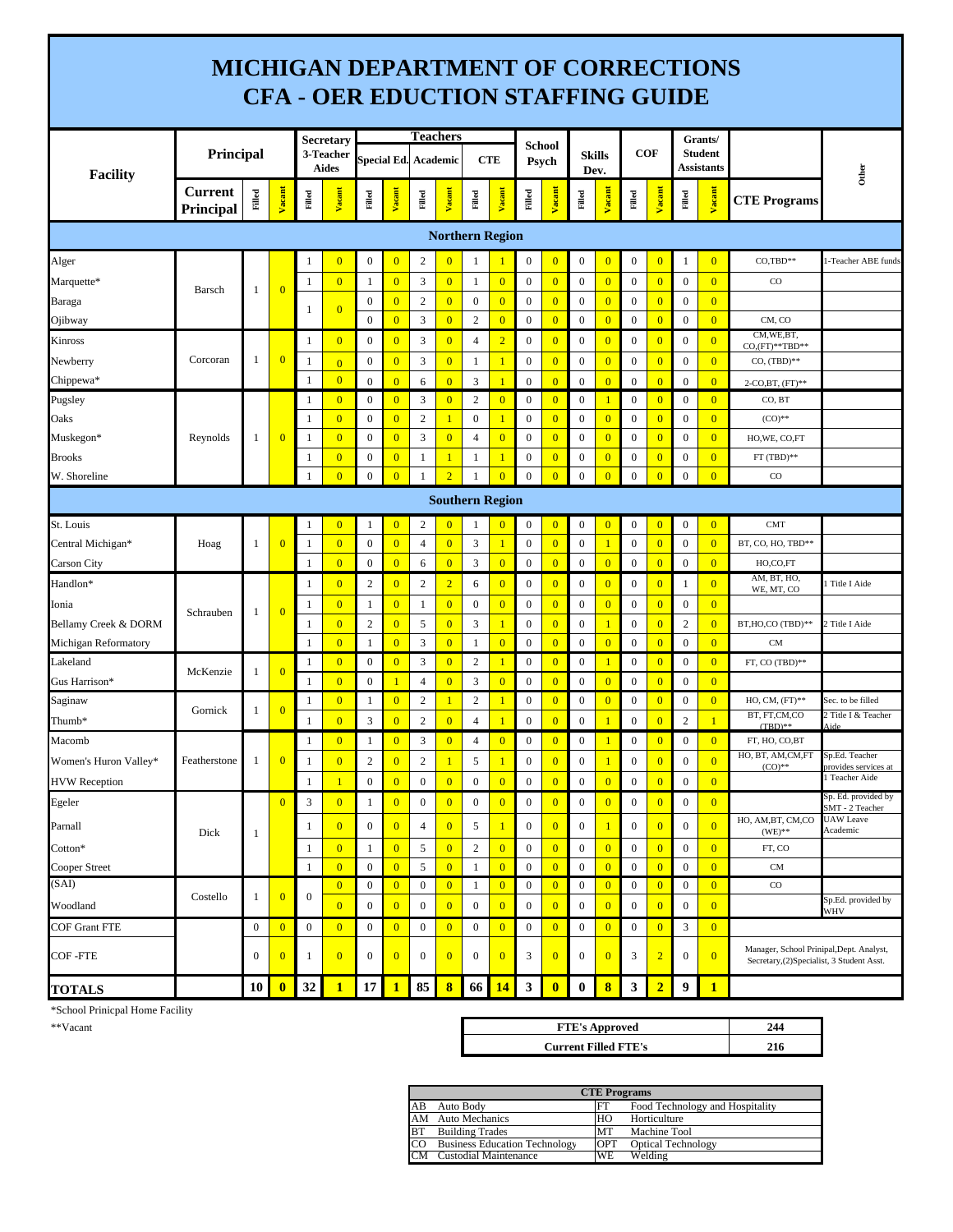# MICHIGAN DEPARTMENT OF CORRECTIONS
# CFA - OER EDUCTION STAFFING GUIDE

| Facility | Principal | | | Secretary 3-Teacher Aides | | Teachers | | | | | | School Psych | | Skills Dev. | | COF | | Grants/ Student Assistants | | | Other |
|---|---|---|---|---|---|---|---|---|---|---|---|---|---|---|---|---|---|---|---|---|---|
| | | | | | | Special Ed. | | Academic | | CTE | | | | | | | | | | | |
| | Current Principal | Filled | Vacant | Filled | Vacant | Filled | Vacant | Filled | Vacant | Filled | Vacant | Filled | Vacant | Filled | Vacant | Filled | Vacant | Filled | Vacant | CTE Programs | |
| **Northern Region** | | | | | | | | | | | | | | | | | | | | | |
| Alger | Barsch | 1 | 0 | 1 | 0 | 0 | 0 | 2 | 0 | 1 | 1 | 0 | 0 | 0 | 0 | 0 | 0 | 1 | 0 | CO,TBD** | 1-Teacher ABE funds |
| Marquette* | | | | 1 | 0 | 1 | 0 | 3 | 0 | 1 | 0 | 0 | 0 | 0 | 0 | 0 | 0 | 0 | 0 | CO | |
| Baraga | | | | 1 | 0 | 0 | 0 | 2 | 0 | 0 | 0 | 0 | 0 | 0 | 0 | 0 | 0 | 0 | 0 | | |
| Ojibway | | | | | | 0 | 0 | 3 | 0 | 2 | 0 | 0 | 0 | 0 | 0 | 0 | 0 | 0 | 0 | CM, CO | |
| Kinross | Corcoran | 1 | 0 | 1 | 0 | 0 | 0 | 3 | 0 | 4 | 2 | 0 | 0 | 0 | 0 | 0 | 0 | 0 | 0 | CM,WE,BT, CO,(FT)**TBD** | |
| Newberry | | | | 1 | 0 | 0 | 0 | 3 | 0 | 1 | 1 | 0 | 0 | 0 | 0 | 0 | 0 | 0 | 0 | CO, (TBD)** | |
| Chippewa* | | | | 1 | 0 | 0 | 0 | 6 | 0 | 3 | 1 | 0 | 0 | 0 | 0 | 0 | 0 | 0 | 0 | 2-CO,BT, (FT)** | |
| Pugsley | Reynolds | 1 | 0 | 1 | 0 | 0 | 0 | 3 | 0 | 2 | 0 | 0 | 0 | 0 | 1 | 0 | 0 | 0 | 0 | CO, BT | |
| Oaks | | | | 1 | 0 | 0 | 0 | 2 | 1 | 0 | 1 | 0 | 0 | 0 | 0 | 0 | 0 | 0 | 0 | (CO)** | |
| Muskegon* | | | | 1 | 0 | 0 | 0 | 3 | 0 | 4 | 0 | 0 | 0 | 0 | 0 | 0 | 0 | 0 | 0 | HO,WE, CO,FT | |
| Brooks | | | | 1 | 0 | 0 | 0 | 1 | 1 | 1 | 1 | 0 | 0 | 0 | 0 | 0 | 0 | 0 | 0 | FT (TBD)** | |
| W. Shoreline | | | | 1 | 0 | 0 | 0 | 1 | 2 | 1 | 0 | 0 | 0 | 0 | 0 | 0 | 0 | 0 | 0 | CO | |
| **Southern Region** | | | | | | | | | | | | | | | | | | | | | |
| St. Louis | Hoag | 1 | 0 | 1 | 0 | 1 | 0 | 2 | 0 | 1 | 0 | 0 | 0 | 0 | 0 | 0 | 0 | 0 | 0 | CMT | |
| Central Michigan* | | | | 1 | 0 | 0 | 0 | 4 | 0 | 3 | 1 | 0 | 0 | 0 | 1 | 0 | 0 | 0 | 0 | BT, CO, HO, TBD** | |
| Carson City | | | | 1 | 0 | 0 | 0 | 6 | 0 | 3 | 0 | 0 | 0 | 0 | 0 | 0 | 0 | 0 | 0 | HO,CO,FT | |
| Handlon* | Schrauben | 1 | 0 | 1 | 0 | 2 | 0 | 2 | 2 | 6 | 0 | 0 | 0 | 0 | 0 | 0 | 0 | 1 | 0 | AM, BT, HO, WE, MT, CO | 1 Title I Aide |
| Ionia | | | | 1 | 0 | 1 | 0 | 1 | 0 | 0 | 0 | 0 | 0 | 0 | 0 | 0 | 0 | 0 | 0 | | |
| Bellamy Creek & DORM | | | | 1 | 0 | 2 | 0 | 5 | 0 | 3 | 1 | 0 | 0 | 0 | 1 | 0 | 0 | 2 | 0 | BT,HO,CO (TBD)** | 2 Title I Aide |
| Michigan Reformatory | | | | 1 | 0 | 1 | 0 | 3 | 0 | 1 | 0 | 0 | 0 | 0 | 0 | 0 | 0 | 0 | 0 | CM | |
| Lakeland | McKenzie | 1 | 0 | 1 | 0 | 0 | 0 | 3 | 0 | 2 | 1 | 0 | 0 | 0 | 1 | 0 | 0 | 0 | 0 | FT, CO (TBD)** | |
| Gus Harrison* | | | | 1 | 0 | 0 | 1 | 4 | 0 | 3 | 0 | 0 | 0 | 0 | 0 | 0 | 0 | 0 | 0 | | |
| Saginaw | Gornick | 1 | 0 | 1 | 0 | 1 | 0 | 2 | 1 | 2 | 1 | 0 | 0 | 0 | 0 | 0 | 0 | 0 | 0 | HO, CM, (FT)** | Sec. to be filled |
| Thumb* | | | | 1 | 0 | 3 | 0 | 2 | 0 | 4 | 1 | 0 | 0 | 0 | 1 | 0 | 0 | 2 | 1 | BT, FT,CM,CO (TBD)** | 2 Title I & Teacher Aide |
| Macomb | Featherstone | 1 | 0 | 1 | 0 | 1 | 0 | 3 | 0 | 4 | 0 | 0 | 0 | 0 | 1 | 0 | 0 | 0 | 0 | FT, HO, CO,BT | |
| Women's Huron Valley* | | | | 1 | 0 | 2 | 0 | 2 | 1 | 5 | 1 | 0 | 0 | 0 | 1 | 0 | 0 | 0 | 0 | HO, BT, AM,CM,FT (CO)** | Sp.Ed. Teacher provides services at |
| HVW Reception | | | | 1 | 1 | 0 | 0 | 0 | 0 | 0 | 0 | 0 | 0 | 0 | 0 | 0 | 0 | 0 | 0 | | 1 Teacher Aide |
| Egeler | Dick | 1 | 0 | 3 | 0 | 1 | 0 | 0 | 0 | 0 | 0 | 0 | 0 | 0 | 0 | 0 | 0 | 0 | 0 | | Sp. Ed. provided by SMT - 2 Teacher |
| Parnall | | | | 1 | 0 | 0 | 0 | 4 | 0 | 5 | 1 | 0 | 0 | 0 | 1 | 0 | 0 | 0 | 0 | HO, AM,BT, CM,CO (WE)** | UAW Leave Academic |
| Cotton* | | | | 1 | 0 | 1 | 0 | 5 | 0 | 2 | 0 | 0 | 0 | 0 | 0 | 0 | 0 | 0 | 0 | FT, CO | |
| Cooper Street | | | | 1 | 0 | 0 | 0 | 5 | 0 | 1 | 0 | 0 | 0 | 0 | 0 | 0 | 0 | 0 | 0 | CM | |
| (SAI) | Costello | 1 | 0 | 0 | 0 | 0 | 0 | 0 | 0 | 1 | 0 | 0 | 0 | 0 | 0 | 0 | 0 | 0 | 0 | CO | |
| Woodland | | | | | 0 | 0 | 0 | 0 | 0 | 0 | 0 | 0 | 0 | 0 | 0 | 0 | 0 | 0 | 0 | | Sp.Ed. provided by WHV |
| COF Grant FTE | | 0 | 0 | 0 | 0 | 0 | 0 | 0 | 0 | 0 | 0 | 0 | 0 | 0 | 0 | 0 | 0 | 3 | 0 | | |
| COF -FTE | | 0 | 0 | 1 | 0 | 0 | 0 | 0 | 0 | 0 | 0 | 3 | 0 | 0 | 0 | 3 | 2 | 0 | 0 | Manager, School Prinipal,Dept. Analyst, Secretary,(2)Specialist, 3 Student Asst. | |
| **TOTALS** | | **10** | **0** | **32** | **1** | **17** | **1** | **85** | **8** | **66** | **14** | **3** | **0** | **0** | **8** | **3** | **2** | **9** | **1** | | |

*School Prinicpal Home Facility

**Vacant

| FTE's Approved | 244 |
|---|---|
| Current Filled FTE's | 216 |

| CTE Programs | | | |
|---|---|---|---|
| AB | Auto Body | FT | Food Technology and Hospitality |
| AM | Auto Mechanics | HO | Horticulture |
| BT | Building Trades | MT | Machine Tool |
| CO | Business Education Technology | OPT | Optical Technology |
| CM | Custodial Maintenance | WE | Welding |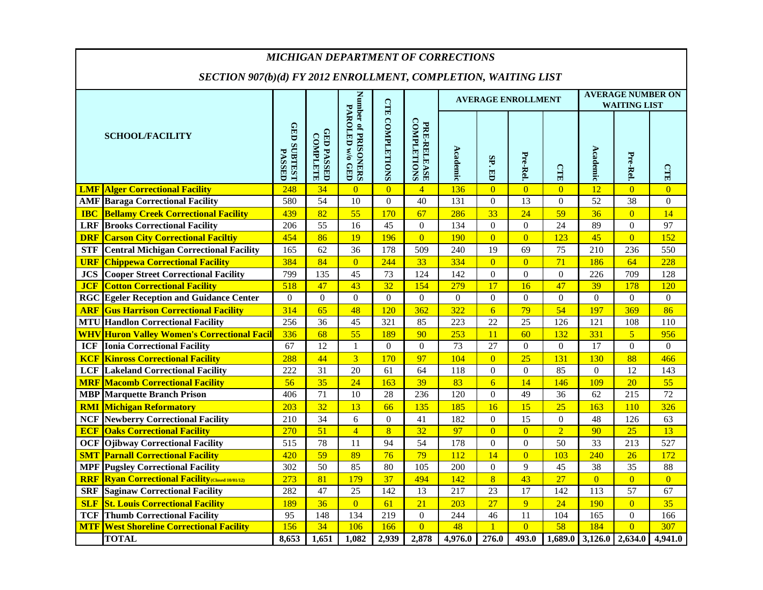# MICHIGAN DEPARTMENT OF CORRECTIONS

## SECTION 907(b)(d) FY 2012 ENROLLMENT, COMPLETION, WAITING LIST

| | SCHOOL/FACILITY | GED SUBTEST PASSED | GED PASSED COMPLETE | Number of PRISONERS PAROLED w/o GED | CTE COMPLETIONS | PRE-RELEASE COMPLETIONS | AVERAGE ENROLLMENT | | | | AVERAGE NUMBER ON WAITING LIST | | |
|---|---|---|---|---|---|---|---|---|---|---|---|---|---|
| | | | | | | | Academic | SP. ED | Pre-Rel. | CTE | Academic | Pre-Rel. | CTE |
| LMF | Alger Correctional Facility | 248 | 34 | 0 | 0 | 4 | 136 | 0 | 0 | 0 | 12 | 0 | 0 |
| AMF | Baraga Correctional Facility | 580 | 54 | 10 | 0 | 40 | 131 | 0 | 13 | 0 | 52 | 38 | 0 |
| IBC | Bellamy Creek Correctional Facility | 439 | 82 | 55 | 170 | 67 | 286 | 33 | 24 | 59 | 36 | 0 | 14 |
| LRF | Brooks Correctional Facility | 206 | 55 | 16 | 45 | 0 | 134 | 0 | 0 | 24 | 89 | 0 | 97 |
| DRF | Carson City Correctional Faciltiy | 454 | 86 | 19 | 196 | 0 | 190 | 0 | 0 | 123 | 45 | 0 | 152 |
| STF | Central Michigan Correctional Facility | 165 | 62 | 36 | 178 | 509 | 240 | 19 | 69 | 75 | 210 | 236 | 550 |
| URF | Chippewa Correctional Facility | 384 | 84 | 0 | 244 | 33 | 334 | 0 | 0 | 71 | 186 | 64 | 228 |
| JCS | Cooper Street Correctional Facility | 799 | 135 | 45 | 73 | 124 | 142 | 0 | 0 | 0 | 226 | 709 | 128 |
| JCF | Cotton Correctional Facility | 518 | 47 | 43 | 32 | 154 | 279 | 17 | 16 | 47 | 39 | 178 | 120 |
| RGC | Egeler Reception and Guidance Center | 0 | 0 | 0 | 0 | 0 | 0 | 0 | 0 | 0 | 0 | 0 | 0 |
| ARF | Gus Harrison Correctional Facility | 314 | 65 | 48 | 120 | 362 | 322 | 6 | 79 | 54 | 197 | 369 | 86 |
| MTU | Handlon Correctional Facility | 256 | 36 | 45 | 321 | 85 | 223 | 22 | 25 | 126 | 121 | 108 | 110 |
| WHV | Huron Valley Women's Correctional Facil | 336 | 68 | 55 | 189 | 90 | 253 | 11 | 60 | 132 | 331 | 5 | 956 |
| ICF | Ionia Correctional Facility | 67 | 12 | 1 | 0 | 0 | 73 | 27 | 0 | 0 | 17 | 0 | 0 |
| KCF | Kinross Correctional Facility | 288 | 44 | 3 | 170 | 97 | 104 | 0 | 25 | 131 | 130 | 88 | 466 |
| LCF | Lakeland Correctional Facility | 222 | 31 | 20 | 61 | 64 | 118 | 0 | 0 | 85 | 0 | 12 | 143 |
| MRF | Macomb Correctional Facility | 56 | 35 | 24 | 163 | 39 | 83 | 6 | 14 | 146 | 109 | 20 | 55 |
| MBP | Marquette Branch Prison | 406 | 71 | 10 | 28 | 236 | 120 | 0 | 49 | 36 | 62 | 215 | 72 |
| RMI | Michigan Reformatory | 203 | 32 | 13 | 66 | 135 | 185 | 16 | 15 | 25 | 163 | 110 | 326 |
| NCF | Newberry Correctional Facility | 210 | 34 | 6 | 0 | 41 | 182 | 0 | 15 | 0 | 48 | 126 | 63 |
| ECF | Oaks Correctional Facility | 270 | 51 | 4 | 8 | 32 | 97 | 0 | 0 | 2 | 90 | 25 | 13 |
| OCF | Ojibway Correctional Facility | 515 | 78 | 11 | 94 | 54 | 178 | 0 | 0 | 50 | 33 | 213 | 527 |
| SMT | Parnall Correctional Facility | 420 | 59 | 89 | 76 | 79 | 112 | 14 | 0 | 103 | 240 | 26 | 172 |
| MPF | Pugsley Correctional Facility | 302 | 50 | 85 | 80 | 105 | 200 | 0 | 9 | 45 | 38 | 35 | 88 |
| RRF | Ryan Correctional Facility (Closed 10/01/12) | 273 | 81 | 179 | 37 | 494 | 142 | 8 | 43 | 27 | 0 | 0 | 0 |
| SRF | Saginaw Correctional Facility | 282 | 47 | 25 | 142 | 13 | 217 | 23 | 17 | 142 | 113 | 57 | 67 |
| SLF | St. Louis Correctional Facility | 189 | 36 | 0 | 61 | 21 | 203 | 27 | 9 | 24 | 190 | 0 | 35 |
| TCF | Thumb Correctional Facility | 95 | 148 | 134 | 219 | 0 | 244 | 46 | 11 | 104 | 165 | 0 | 166 |
| MTF | West Shoreline Correctional Facility | 156 | 34 | 106 | 166 | 0 | 48 | 1 | 0 | 58 | 184 | 0 | 307 |
| | TOTAL | 8,653 | 1,651 | 1,082 | 2,939 | 2,878 | 4,976.0 | 276.0 | 493.0 | 1,689.0 | 3,126.0 | 2,634.0 | 4,941.0 |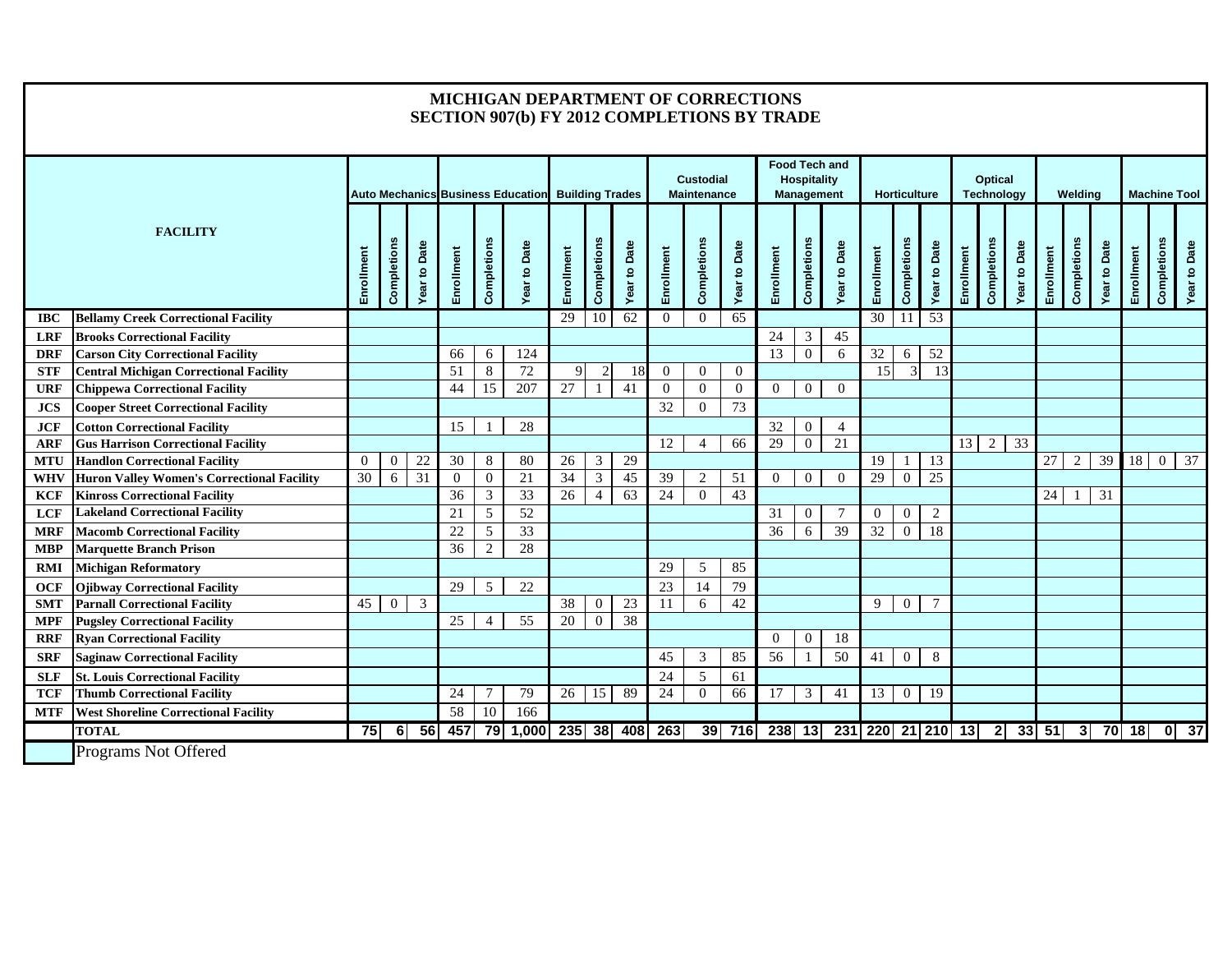# MICHIGAN DEPARTMENT OF CORRECTIONS
## SECTION 907(b) FY 2012 COMPLETIONS BY TRADE

| | FACILITY | Auto Mechanics | | | Business Education | | | Building Trades | | | Custodial Maintenance | | | Food Tech and Hospitality Management | | | Horticulture | | | Optical Technology | | | Welding | | | Machine Tool | | |
|---|---|---|---|---|---|---|---|---|---|---|---|---|---|---|---|---|---|---|---|---|---|---|---|---|---|---|---|---|
| | | Enrollment | Completions | Year to Date | Enrollment | Completions | Year to Date | Enrollment | Completions | Year to Date | Enrollment | Completions | Year to Date | Enrollment | Completions | Year to Date | Enrollment | Completions | Year to Date | Enrollment | Completions | Year to Date | Enrollment | Completions | Year to Date | Enrollment | Completions | Year to Date |
| IBC | Bellamy Creek Correctional Facility | | | | | | | 29 | 10 | 62 | 0 | 0 | 65 | | | | 30 | 11 | 53 | | | | | | | | | |
| LRF | Brooks Correctional Facility | | | | | | | | | | | | | 24 | 3 | 45 | | | | | | | | | | | | |
| DRF | Carson City Correctional Facility | | | | 66 | 6 | 124 | | | | | | | 13 | 0 | 6 | 32 | 6 | 52 | | | | | | | | | |
| STF | Central Michigan Correctional Facility | | | | 51 | 8 | 72 | 9 | 2 | 18 | 0 | 0 | 0 | | | | 15 | 3 | 13 | | | | | | | | | |
| URF | Chippewa Correctional Facility | | | | 44 | 15 | 207 | 27 | 1 | 41 | 0 | 0 | 0 | 0 | 0 | 0 | | | | | | | | | | | | |
| JCS | Cooper Street Correctional Facility | | | | | | | | | | 32 | 0 | 73 | | | | | | | | | | | | | | | |
| JCF | Cotton Correctional Facility | | | | 15 | 1 | 28 | | | | | | | 32 | 0 | 4 | | | | | | | | | | | | |
| ARF | Gus Harrison Correctional Facility | | | | | | | | | | 12 | 4 | 66 | 29 | 0 | 21 | | | | 13 | 2 | 33 | | | | | | |
| MTU | Handlon Correctional Facility | 0 | 0 | 22 | 30 | 8 | 80 | 26 | 3 | 29 | | | | | | | 19 | 1 | 13 | | | | 27 | 2 | 39 | 18 | 0 | 37 |
| WHV | Huron Valley Women's Correctional Facility | 30 | 6 | 31 | 0 | 0 | 21 | 34 | 3 | 45 | 39 | 2 | 51 | 0 | 0 | 0 | 29 | 0 | 25 | | | | | | | | | |
| KCF | Kinross Correctional Facility | | | | 36 | 3 | 33 | 26 | 4 | 63 | 24 | 0 | 43 | | | | | | | | | | 24 | 1 | 31 | | | |
| LCF | Lakeland Correctional Facility | | | | 21 | 5 | 52 | | | | | | | 31 | 0 | 7 | 0 | 0 | 2 | | | | | | | | | |
| MRF | Macomb Correctional Facility | | | | 22 | 5 | 33 | | | | | | | 36 | 6 | 39 | 32 | 0 | 18 | | | | | | | | | |
| MBP | Marquette Branch Prison | | | | 36 | 2 | 28 | | | | | | | | | | | | | | | | | | | | | |
| RMI | Michigan Reformatory | | | | | | | | | | 29 | 5 | 85 | | | | | | | | | | | | | | | |
| OCF | Ojibway Correctional Facility | | | | 29 | 5 | 22 | | | | 23 | 14 | 79 | | | | | | | | | | | | | | | |
| SMT | Parnall Correctional Facility | 45 | 0 | 3 | | | | 38 | 0 | 23 | 11 | 6 | 42 | | | | 9 | 0 | 7 | | | | | | | | | |
| MPF | Pugsley Correctional Facility | | | | 25 | 4 | 55 | 20 | 0 | 38 | | | | | | | | | | | | | | | | | | |
| RRF | Ryan Correctional Facility | | | | | | | | | | | | | 0 | 0 | 18 | | | | | | | | | | | | |
| SRF | Saginaw Correctional Facility | | | | | | | | | | 45 | 3 | 85 | 56 | 1 | 50 | 41 | 0 | 8 | | | | | | | | | |
| SLF | St. Louis Correctional Facility | | | | | | | | | | 24 | 5 | 61 | | | | | | | | | | | | | | | |
| TCF | Thumb Correctional Facility | | | | 24 | 7 | 79 | 26 | 15 | 89 | 24 | 0 | 66 | 17 | 3 | 41 | 13 | 0 | 19 | | | | | | | | | |
| MTF | West Shoreline Correctional Facility | | | | 58 | 10 | 166 | | | | | | | | | | | | | | | | | | | | | |
| | **TOTAL** | **75** | **6** | **56** | **457** | **79** | **1,000** | **235** | **38** | **408** | **263** | **39** | **716** | **238** | **13** | **231** | **220** | **21** | **210** | **13** | **2** | **33** | **51** | **3** | **70** | **18** | **0** | **37** |

Programs Not Offered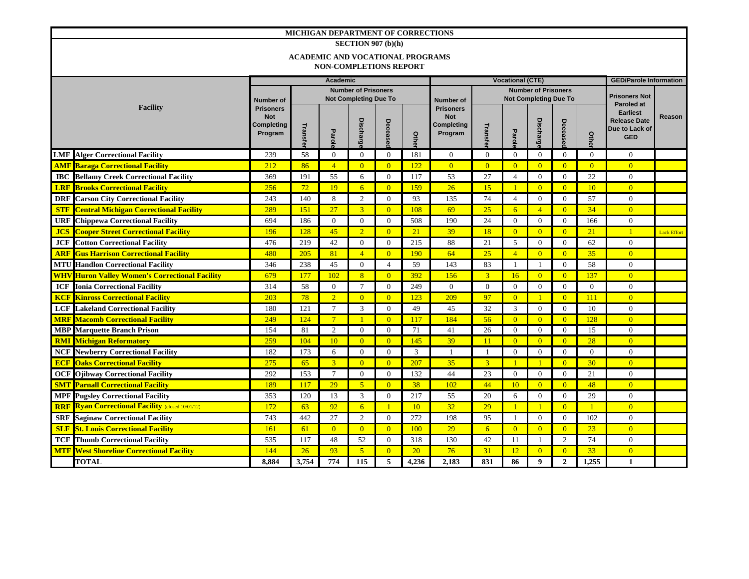# MICHIGAN DEPARTMENT OF CORRECTIONS

## SECTION 907 (b)(h)

## ACADEMIC AND VOCATIONAL PROGRAMS NON-COMPLETIONS REPORT

| | Facility | Academic | | | | | | Vocational (CTE) | | | | | | GED/Parole Information | |
|---|---|---|---|---|---|---|---|---|---|---|---|---|---|---|---|
| | | Number of Prisoners Not Completing Program | Number of Prisoners Not Completing Due To | | | | | Number of Prisoners Not Completing Program | Number of Prisoners Not Completing Due To | | | | | Prisoners Not Paroled at Earliest Release Date Due to Lack of GED | Reason |
| | | | Transfer | Parole | Discharge | Deceased | Other | | Transfer | Parole | Discharge | Deceased | Other | | |
| LMF | Alger Correctional Facility | 239 | 58 | 0 | 0 | 0 | 181 | 0 | 0 | 0 | 0 | 0 | 0 | 0 | |
| AMF | Baraga Correctional Facility | 212 | 86 | 4 | 0 | 0 | 122 | 0 | 0 | 0 | 0 | 0 | 0 | 0 | |
| IBC | Bellamy Creek Correctional Facility | 369 | 191 | 55 | 6 | 0 | 117 | 53 | 27 | 4 | 0 | 0 | 22 | 0 | |
| LRF | Brooks Correctional Facility | 256 | 72 | 19 | 6 | 0 | 159 | 26 | 15 | 1 | 0 | 0 | 10 | 0 | |
| DRF | Carson City Correctional Facility | 243 | 140 | 8 | 2 | 0 | 93 | 135 | 74 | 4 | 0 | 0 | 57 | 0 | |
| STF | Central Michigan Correctional Facility | 289 | 151 | 27 | 3 | 0 | 108 | 69 | 25 | 6 | 4 | 0 | 34 | 0 | |
| URF | Chippewa Correctional Facility | 694 | 186 | 0 | 0 | 0 | 508 | 190 | 24 | 0 | 0 | 0 | 166 | 0 | |
| JCS | Cooper Street Correctional Facility | 196 | 128 | 45 | 2 | 0 | 21 | 39 | 18 | 0 | 0 | 0 | 21 | 1 | Lack Effort |
| JCF | Cotton Correctional Facility | 476 | 219 | 42 | 0 | 0 | 215 | 88 | 21 | 5 | 0 | 0 | 62 | 0 | |
| ARF | Gus Harrison Correctional Facility | 480 | 205 | 81 | 4 | 0 | 190 | 64 | 25 | 4 | 0 | 0 | 35 | 0 | |
| MTU | Handlon Correctional Facility | 346 | 238 | 45 | 0 | 4 | 59 | 143 | 83 | 1 | 1 | 0 | 58 | 0 | |
| WHV | Huron Valley Women's Correctional Facility | 679 | 177 | 102 | 8 | 0 | 392 | 156 | 3 | 16 | 0 | 0 | 137 | 0 | |
| ICF | Ionia Correctional Facility | 314 | 58 | 0 | 7 | 0 | 249 | 0 | 0 | 0 | 0 | 0 | 0 | 0 | |
| KCF | Kinross Correctional Facility | 203 | 78 | 2 | 0 | 0 | 123 | 209 | 97 | 0 | 1 | 0 | 111 | 0 | |
| LCF | Lakeland Correctional Facility | 180 | 121 | 7 | 3 | 0 | 49 | 45 | 32 | 3 | 0 | 0 | 10 | 0 | |
| MRF | Macomb Correctional Facility | 249 | 124 | 7 | 1 | 0 | 117 | 184 | 56 | 0 | 0 | 0 | 128 | 0 | |
| MBP | Marquette Branch Prison | 154 | 81 | 2 | 0 | 0 | 71 | 41 | 26 | 0 | 0 | 0 | 15 | 0 | |
| RMI | Michigan Reformatory | 259 | 104 | 10 | 0 | 0 | 145 | 39 | 11 | 0 | 0 | 0 | 28 | 0 | |
| NCF | Newberry Correctional Facility | 182 | 173 | 6 | 0 | 0 | 3 | 1 | 1 | 0 | 0 | 0 | 0 | 0 | |
| ECF | Oaks Correctional Facility | 275 | 65 | 3 | 0 | 0 | 207 | 35 | 3 | 1 | 1 | 0 | 30 | 0 | |
| OCF | Ojibway Correctional Facility | 292 | 153 | 7 | 0 | 0 | 132 | 44 | 23 | 0 | 0 | 0 | 21 | 0 | |
| SMT | Parnall Correctional Facility | 189 | 117 | 29 | 5 | 0 | 38 | 102 | 44 | 10 | 0 | 0 | 48 | 0 | |
| MPF | Pugsley Correctional Facility | 353 | 120 | 13 | 3 | 0 | 217 | 55 | 20 | 6 | 0 | 0 | 29 | 0 | |
| RRF | Ryan Correctional Facility (closed 10/01/12) | 172 | 63 | 92 | 6 | 1 | 10 | 32 | 29 | 1 | 1 | 0 | 1 | 0 | |
| SRF | Saginaw Correctional Facility | 743 | 442 | 27 | 2 | 0 | 272 | 198 | 95 | 1 | 0 | 0 | 102 | 0 | |
| SLF | St. Louis Correctional Facility | 161 | 61 | 0 | 0 | 0 | 100 | 29 | 6 | 0 | 0 | 0 | 23 | 0 | |
| TCF | Thumb Correctional Facility | 535 | 117 | 48 | 52 | 0 | 318 | 130 | 42 | 11 | 1 | 2 | 74 | 0 | |
| MTF | West Shoreline Correctional Facility | 144 | 26 | 93 | 5 | 0 | 20 | 76 | 31 | 12 | 0 | 0 | 33 | 0 | |
| | TOTAL | 8,884 | 3,754 | 774 | 115 | 5 | 4,236 | 2,183 | 831 | 86 | 9 | 2 | 1,255 | 1 | |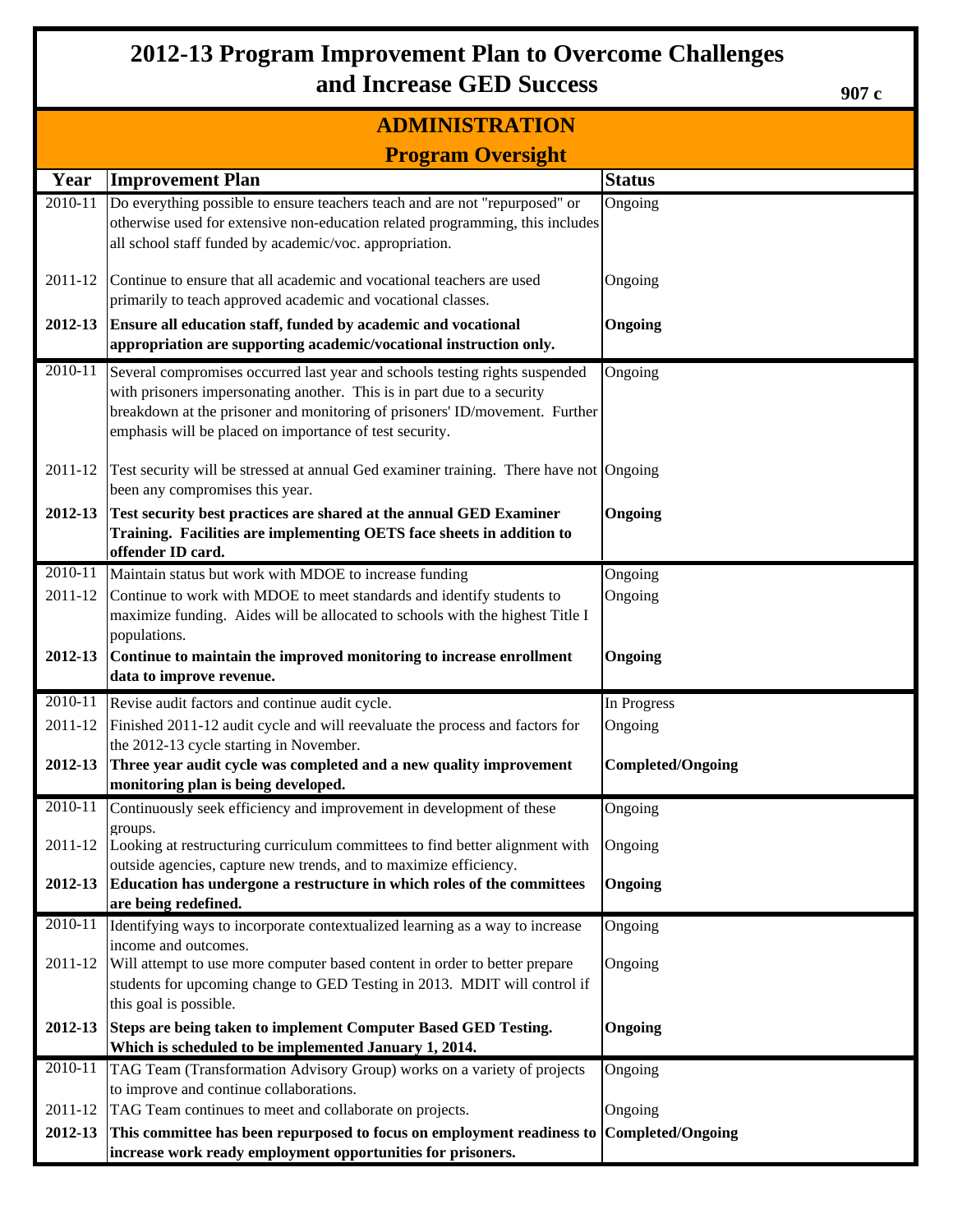# 2012-13 Program Improvement Plan to Overcome Challenges and Increase GED Success

907 c

## ADMINISTRATION

### Program Oversight

| Year | Improvement Plan | Status |
|---|---|---|
| 2010-11 | Do everything possible to ensure teachers teach and are not "repurposed" or otherwise used for extensive non-education related programming, this includes all school staff funded by academic/voc. appropriation. | Ongoing |
| 2011-12 | Continue to ensure that all academic and vocational teachers are used primarily to teach approved academic and vocational classes. | Ongoing |
| **2012-13** | **Ensure all education staff, funded by academic and vocational appropriation are supporting academic/vocational instruction only.** | **Ongoing** |
| 2010-11 | Several compromises occurred last year and schools testing rights suspended with prisoners impersonating another. This is in part due to a security breakdown at the prisoner and monitoring of prisoners' ID/movement. Further emphasis will be placed on importance of test security. | Ongoing |
| 2011-12 | Test security will be stressed at annual Ged examiner training. There have not been any compromises this year. | Ongoing |
| **2012-13** | **Test security best practices are shared at the annual GED Examiner Training. Facilities are implementing OETS face sheets in addition to offender ID card.** | **Ongoing** |
| 2010-11 | Maintain status but work with MDOE to increase funding | Ongoing |
| 2011-12 | Continue to work with MDOE to meet standards and identify students to maximize funding. Aides will be allocated to schools with the highest Title I populations. | Ongoing |
| **2012-13** | **Continue to maintain the improved monitoring to increase enrollment data to improve revenue.** | **Ongoing** |
| 2010-11 | Revise audit factors and continue audit cycle. | In Progress |
| 2011-12 | Finished 2011-12 audit cycle and will reevaluate the process and factors for the 2012-13 cycle starting in November. | Ongoing |
| **2012-13** | **Three year audit cycle was completed and a new quality improvement monitoring plan is being developed.** | **Completed/Ongoing** |
| 2010-11 | Continuously seek efficiency and improvement in development of these groups. | Ongoing |
| 2011-12 | Looking at restructuring curriculum committees to find better alignment with outside agencies, capture new trends, and to maximize efficiency. | Ongoing |
| **2012-13** | **Education has undergone a restructure in which roles of the committees are being redefined.** | **Ongoing** |
| 2010-11 | Identifying ways to incorporate contextualized learning as a way to increase income and outcomes. | Ongoing |
| 2011-12 | Will attempt to use more computer based content in order to better prepare students for upcoming change to GED Testing in 2013. MDIT will control if this goal is possible. | Ongoing |
| **2012-13** | **Steps are being taken to implement Computer Based GED Testing. Which is scheduled to be implemented January 1, 2014.** | **Ongoing** |
| 2010-11 | TAG Team (Transformation Advisory Group) works on a variety of projects to improve and continue collaborations. | Ongoing |
| 2011-12 | TAG Team continues to meet and collaborate on projects. | Ongoing |
| **2012-13** | **This committee has been repurposed to focus on employment readiness to increase work ready employment opportunities for prisoners.** | **Completed/Ongoing** |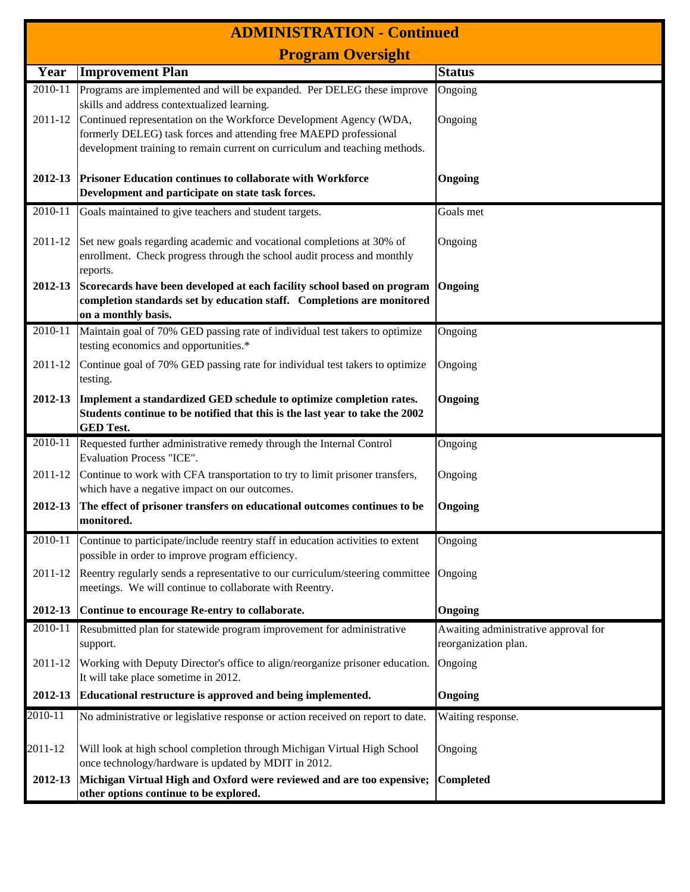# ADMINISTRATION - Continued

## Program Oversight

| Year | Improvement Plan | Status |
|---|---|---|
| 2010-11 | Programs are implemented and will be expanded. Per DELEG these improve skills and address contextualized learning. | Ongoing |
| 2011-12 | Continued representation on the Workforce Development Agency (WDA, formerly DELEG) task forces and attending free MAEPD professional development training to remain current on curriculum and teaching methods. | Ongoing |
| **2012-13** | **Prisoner Education continues to collaborate with Workforce Development and participate on state task forces.** | **Ongoing** |
| 2010-11 | Goals maintained to give teachers and student targets. | Goals met |
| 2011-12 | Set new goals regarding academic and vocational completions at 30% of enrollment. Check progress through the school audit process and monthly reports. | Ongoing |
| **2012-13** | **Scorecards have been developed at each facility school based on program completion standards set by education staff. Completions are monitored on a monthly basis.** | **Ongoing** |
| 2010-11 | Maintain goal of 70% GED passing rate of individual test takers to optimize testing economics and opportunities.* | Ongoing |
| 2011-12 | Continue goal of 70% GED passing rate for individual test takers to optimize testing. | Ongoing |
| **2012-13** | **Implement a standardized GED schedule to optimize completion rates. Students continue to be notified that this is the last year to take the 2002 GED Test.** | **Ongoing** |
| 2010-11 | Requested further administrative remedy through the Internal Control Evaluation Process "ICE". | Ongoing |
| 2011-12 | Continue to work with CFA transportation to try to limit prisoner transfers, which have a negative impact on our outcomes. | Ongoing |
| **2012-13** | **The effect of prisoner transfers on educational outcomes continues to be monitored.** | **Ongoing** |
| 2010-11 | Continue to participate/include reentry staff in education activities to extent possible in order to improve program efficiency. | Ongoing |
| 2011-12 | Reentry regularly sends a representative to our curriculum/steering committee meetings. We will continue to collaborate with Reentry. | Ongoing |
| **2012-13** | **Continue to encourage Re-entry to collaborate.** | **Ongoing** |
| 2010-11 | Resubmitted plan for statewide program improvement for administrative support. | Awaiting administrative approval for reorganization plan. |
| 2011-12 | Working with Deputy Director's office to align/reorganize prisoner education. It will take place sometime in 2012. | Ongoing |
| **2012-13** | **Educational restructure is approved and being implemented.** | **Ongoing** |
| 2010-11 | No administrative or legislative response or action received on report to date. | Waiting response. |
| 2011-12 | Will look at high school completion through Michigan Virtual High School once technology/hardware is updated by MDIT in 2012. | Ongoing |
| **2012-13** | **Michigan Virtual High and Oxford were reviewed and are too expensive; other options continue to be explored.** | **Completed** |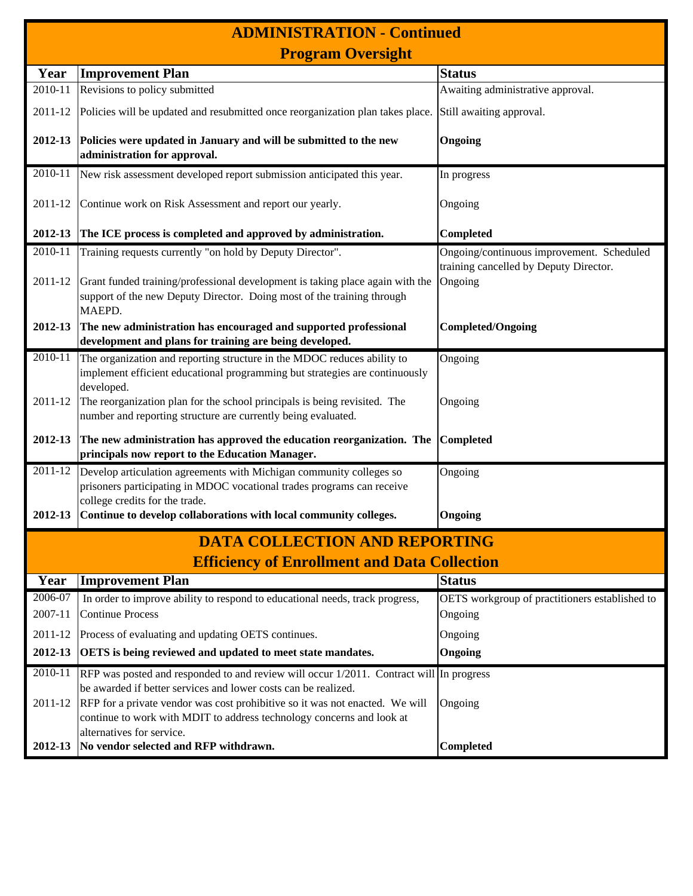## ADMINISTRATION - Continued

### Program Oversight

| Year | Improvement Plan | Status |
|---|---|---|
| 2010-11 | Revisions to policy submitted | Awaiting administrative approval. |
| 2011-12 | Policies will be updated and resubmitted once reorganization plan takes place. | Still awaiting approval. |
| **2012-13** | **Policies were updated in January and will be submitted to the new administration for approval.** | **Ongoing** |
| 2010-11 | New risk assessment developed report submission anticipated this year. | In progress |
| 2011-12 | Continue work on Risk Assessment and report our yearly. | Ongoing |
| **2012-13** | **The ICE process is completed and approved by administration.** | **Completed** |
| 2010-11 | Training requests currently "on hold by Deputy Director". | Ongoing/continuous improvement. Scheduled training cancelled by Deputy Director. |
| 2011-12 | Grant funded training/professional development is taking place again with the support of the new Deputy Director. Doing most of the training through MAEPD. | Ongoing |
| **2012-13** | **The new administration has encouraged and supported professional development and plans for training are being developed.** | **Completed/Ongoing** |
| 2010-11 | The organization and reporting structure in the MDOC reduces ability to implement efficient educational programming but strategies are continuously developed. | Ongoing |
| 2011-12 | The reorganization plan for the school principals is being revisited. The number and reporting structure are currently being evaluated. | Ongoing |
| **2012-13** | **The new administration has approved the education reorganization. The principals now report to the Education Manager.** | **Completed** |
| 2011-12 | Develop articulation agreements with Michigan community colleges so prisoners participating in MDOC vocational trades programs can receive college credits for the trade. | Ongoing |
| **2012-13** | **Continue to develop collaborations with local community colleges.** | **Ongoing** |

## DATA COLLECTION AND REPORTING

### Efficiency of Enrollment and Data Collection

| Year | Improvement Plan | Status |
|---|---|---|
| 2006-07 | In order to improve ability to respond to educational needs, track progress, | OETS workgroup of practitioners established to |
| 2007-11 | Continue Process | Ongoing |
| 2011-12 | Process of evaluating and updating OETS continues. | Ongoing |
| **2012-13** | **OETS is being reviewed and updated to meet state mandates.** | **Ongoing** |
| 2010-11 | RFP was posted and responded to and review will occur 1/2011. Contract will be awarded if better services and lower costs can be realized. | In progress |
| 2011-12 | RFP for a private vendor was cost prohibitive so it was not enacted. We will continue to work with MDIT to address technology concerns and look at alternatives for service. | Ongoing |
| **2012-13** | **No vendor selected and RFP withdrawn.** | **Completed** |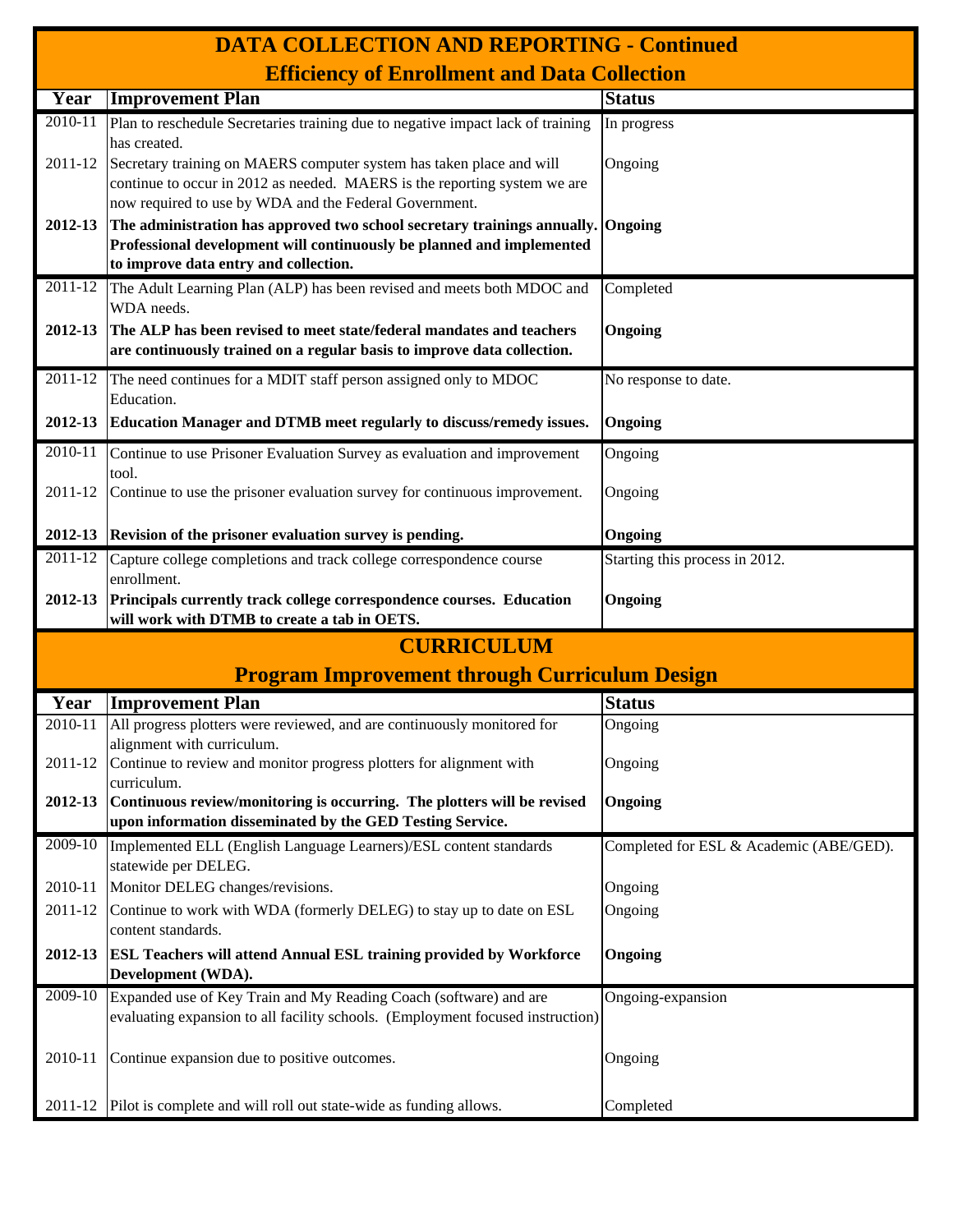## DATA COLLECTION AND REPORTING - Continued

### Efficiency of Enrollment and Data Collection

| Year | Improvement Plan | Status |
|---|---|---|
| 2010-11 | Plan to reschedule Secretaries training due to negative impact lack of training has created. | In progress |
| 2011-12 | Secretary training on MAERS computer system has taken place and will continue to occur in 2012 as needed. MAERS is the reporting system we are now required to use by WDA and the Federal Government. | Ongoing |
| **2012-13** | **The administration has approved two school secretary trainings annually. Professional development will continuously be planned and implemented to improve data entry and collection.** | **Ongoing** |
| 2011-12 | The Adult Learning Plan (ALP) has been revised and meets both MDOC and WDA needs. | Completed |
| **2012-13** | **The ALP has been revised to meet state/federal mandates and teachers are continuously trained on a regular basis to improve data collection.** | **Ongoing** |
| 2011-12 | The need continues for a MDIT staff person assigned only to MDOC Education. | No response to date. |
| **2012-13** | **Education Manager and DTMB meet regularly to discuss/remedy issues.** | **Ongoing** |
| 2010-11 | Continue to use Prisoner Evaluation Survey as evaluation and improvement tool. | Ongoing |
| 2011-12 | Continue to use the prisoner evaluation survey for continuous improvement. | Ongoing |
| **2012-13** | **Revision of the prisoner evaluation survey is pending.** | **Ongoing** |
| 2011-12 | Capture college completions and track college correspondence course enrollment. | Starting this process in 2012. |
| **2012-13** | **Principals currently track college correspondence courses. Education will work with DTMB to create a tab in OETS.** | **Ongoing** |

## CURRICULUM

### Program Improvement through Curriculum Design

| Year | Improvement Plan | Status |
|---|---|---|
| 2010-11 | All progress plotters were reviewed, and are continuously monitored for alignment with curriculum. | Ongoing |
| 2011-12 | Continue to review and monitor progress plotters for alignment with curriculum. | Ongoing |
| **2012-13** | **Continuous review/monitoring is occurring. The plotters will be revised upon information disseminated by the GED Testing Service.** | **Ongoing** |
| 2009-10 | Implemented ELL (English Language Learners)/ESL content standards statewide per DELEG. | Completed for ESL & Academic (ABE/GED). |
| 2010-11 | Monitor DELEG changes/revisions. | Ongoing |
| 2011-12 | Continue to work with WDA (formerly DELEG) to stay up to date on ESL content standards. | Ongoing |
| **2012-13** | **ESL Teachers will attend Annual ESL training provided by Workforce Development (WDA).** | **Ongoing** |
| 2009-10 | Expanded use of Key Train and My Reading Coach (software) and are evaluating expansion to all facility schools. (Employment focused instruction) | Ongoing-expansion |
| 2010-11 | Continue expansion due to positive outcomes. | Ongoing |
| 2011-12 | Pilot is complete and will roll out state-wide as funding allows. | Completed |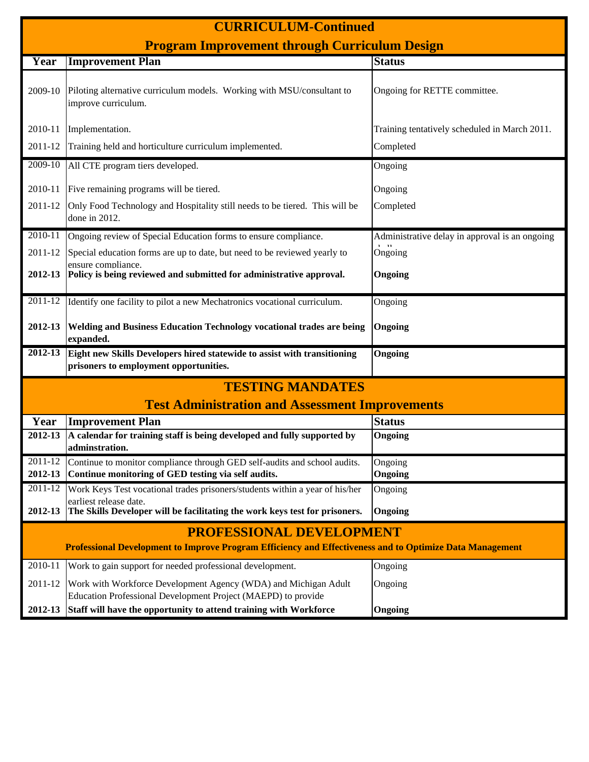## CURRICULUM-Continued

### Program Improvement through Curriculum Design

| Year | Improvement Plan | Status |
|---|---|---|
| 2009-10 | Piloting alternative curriculum models. Working with MSU/consultant to improve curriculum. | Ongoing for RETTE committee. |
| 2010-11 | Implementation. | Training tentatively scheduled in March 2011. |
| 2011-12 | Training held and horticulture curriculum implemented. | Completed |
| 2009-10 | All CTE program tiers developed. | Ongoing |
| 2010-11 | Five remaining programs will be tiered. | Ongoing |
| 2011-12 | Only Food Technology and Hospitality still needs to be tiered. This will be done in 2012. | Completed |
| 2010-11 | Ongoing review of Special Education forms to ensure compliance. | Administrative delay in approval is an ongoing |
| 2011-12 | Special education forms are up to date, but need to be reviewed yearly to ensure compliance. | Ongoing |
| **2012-13** | **Policy is being reviewed and submitted for administrative approval.** | **Ongoing** |
| 2011-12 | Identify one facility to pilot a new Mechatronics vocational curriculum. | Ongoing |
| **2012-13** | **Welding and Business Education Technology vocational trades are being expanded.** | **Ongoing** |
| **2012-13** | **Eight new Skills Developers hired statewide to assist with transitioning prisoners to employment opportunities.** | **Ongoing** |

## TESTING MANDATES

### Test Administration and Assessment Improvements

| Year | Improvement Plan | Status |
|---|---|---|
| **2012-13** | **A calendar for training staff is being developed and fully supported by adminstration.** | **Ongoing** |
| 2011-12 | Continue to monitor compliance through GED self-audits and school audits. | Ongoing |
| **2012-13** | **Continue monitoring of GED testing via self audits.** | **Ongoing** |
| 2011-12 | Work Keys Test vocational trades prisoners/students within a year of his/her earliest release date. | Ongoing |
| **2012-13** | **The Skills Developer will be facilitating the work keys test for prisoners.** | **Ongoing** |

## PROFESSIONAL DEVELOPMENT

**Professional Development to Improve Program Efficiency and Effectiveness and to Optimize Data Management**

| Year | Improvement Plan | Status |
|---|---|---|
| 2010-11 | Work to gain support for needed professional development. | Ongoing |
| 2011-12 | Work with Workforce Development Agency (WDA) and Michigan Adult Education Professional Development Project (MAEPD) to provide | Ongoing |
| **2012-13** | **Staff will have the opportunity to attend training with Workforce** | **Ongoing** |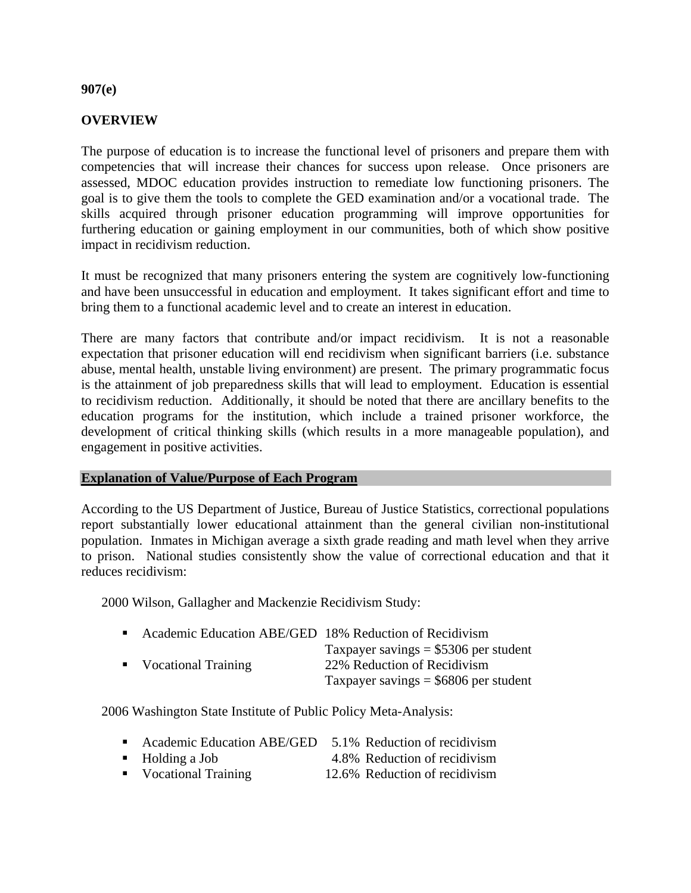**907(e)**

**OVERVIEW**

The purpose of education is to increase the functional level of prisoners and prepare them with competencies that will increase their chances for success upon release. Once prisoners are assessed, MDOC education provides instruction to remediate low functioning prisoners. The goal is to give them the tools to complete the GED examination and/or a vocational trade. The skills acquired through prisoner education programming will improve opportunities for furthering education or gaining employment in our communities, both of which show positive impact in recidivism reduction.

It must be recognized that many prisoners entering the system are cognitively low-functioning and have been unsuccessful in education and employment. It takes significant effort and time to bring them to a functional academic level and to create an interest in education.

There are many factors that contribute and/or impact recidivism. It is not a reasonable expectation that prisoner education will end recidivism when significant barriers (i.e. substance abuse, mental health, unstable living environment) are present. The primary programmatic focus is the attainment of job preparedness skills that will lead to employment. Education is essential to recidivism reduction. Additionally, it should be noted that there are ancillary benefits to the education programs for the institution, which include a trained prisoner workforce, the development of critical thinking skills (which results in a more manageable population), and engagement in positive activities.

**Explanation of Value/Purpose of Each Program**

According to the US Department of Justice, Bureau of Justice Statistics, correctional populations report substantially lower educational attainment than the general civilian non-institutional population. Inmates in Michigan average a sixth grade reading and math level when they arrive to prison. National studies consistently show the value of correctional education and that it reduces recidivism:

2000 Wilson, Gallagher and Mackenzie Recidivism Study:

- Academic Education ABE/GED 18% Reduction of Recidivism
  Taxpayer savings = $5306 per student
- Vocational Training 22% Reduction of Recidivism
  Taxpayer savings = $6806 per student

2006 Washington State Institute of Public Policy Meta-Analysis:

- Academic Education ABE/GED 5.1% Reduction of recidivism
- Holding a Job 4.8% Reduction of recidivism
- Vocational Training 12.6% Reduction of recidivism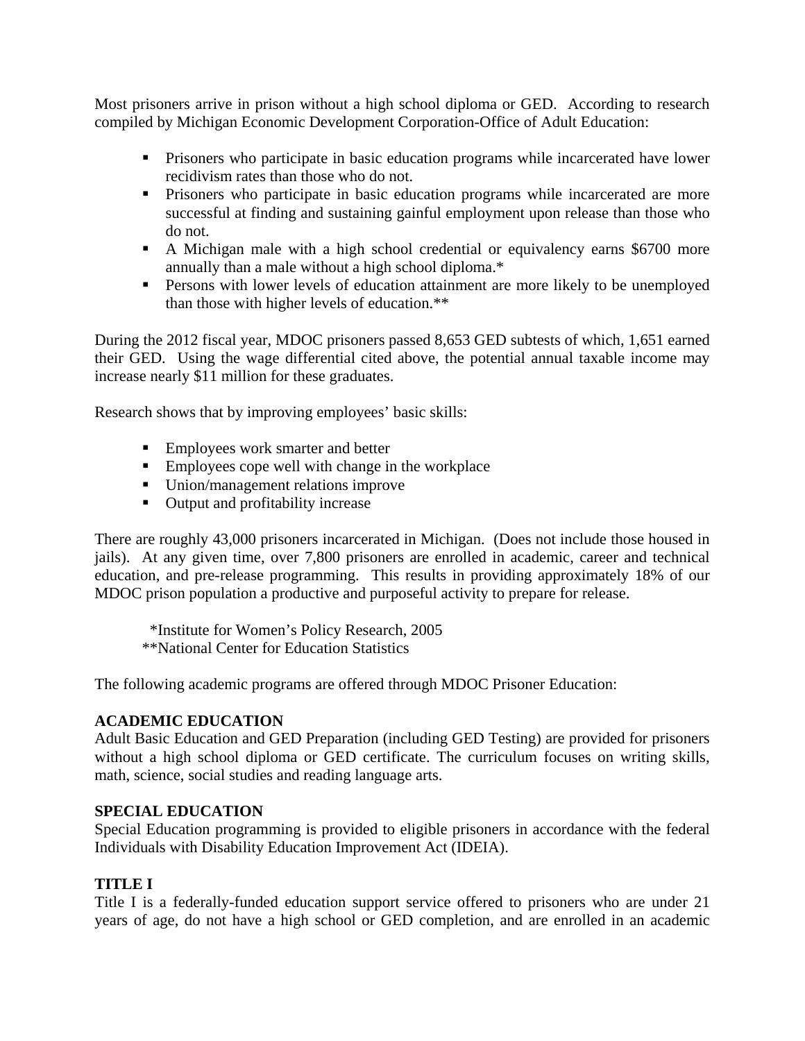Most prisoners arrive in prison without a high school diploma or GED. According to research compiled by Michigan Economic Development Corporation-Office of Adult Education:

- Prisoners who participate in basic education programs while incarcerated have lower recidivism rates than those who do not.
- Prisoners who participate in basic education programs while incarcerated are more successful at finding and sustaining gainful employment upon release than those who do not.
- A Michigan male with a high school credential or equivalency earns $6700 more annually than a male without a high school diploma.*
- Persons with lower levels of education attainment are more likely to be unemployed than those with higher levels of education.**

During the 2012 fiscal year, MDOC prisoners passed 8,653 GED subtests of which, 1,651 earned their GED. Using the wage differential cited above, the potential annual taxable income may increase nearly $11 million for these graduates.

Research shows that by improving employees' basic skills:

- Employees work smarter and better
- Employees cope well with change in the workplace
- Union/management relations improve
- Output and profitability increase

There are roughly 43,000 prisoners incarcerated in Michigan. (Does not include those housed in jails). At any given time, over 7,800 prisoners are enrolled in academic, career and technical education, and pre-release programming. This results in providing approximately 18% of our MDOC prison population a productive and purposeful activity to prepare for release.

*Institute for Women's Policy Research, 2005
**National Center for Education Statistics

The following academic programs are offered through MDOC Prisoner Education:

**ACADEMIC EDUCATION**
Adult Basic Education and GED Preparation (including GED Testing) are provided for prisoners without a high school diploma or GED certificate. The curriculum focuses on writing skills, math, science, social studies and reading language arts.

**SPECIAL EDUCATION**
Special Education programming is provided to eligible prisoners in accordance with the federal Individuals with Disability Education Improvement Act (IDEIA).

**TITLE I**
Title I is a federally-funded education support service offered to prisoners who are under 21 years of age, do not have a high school or GED completion, and are enrolled in an academic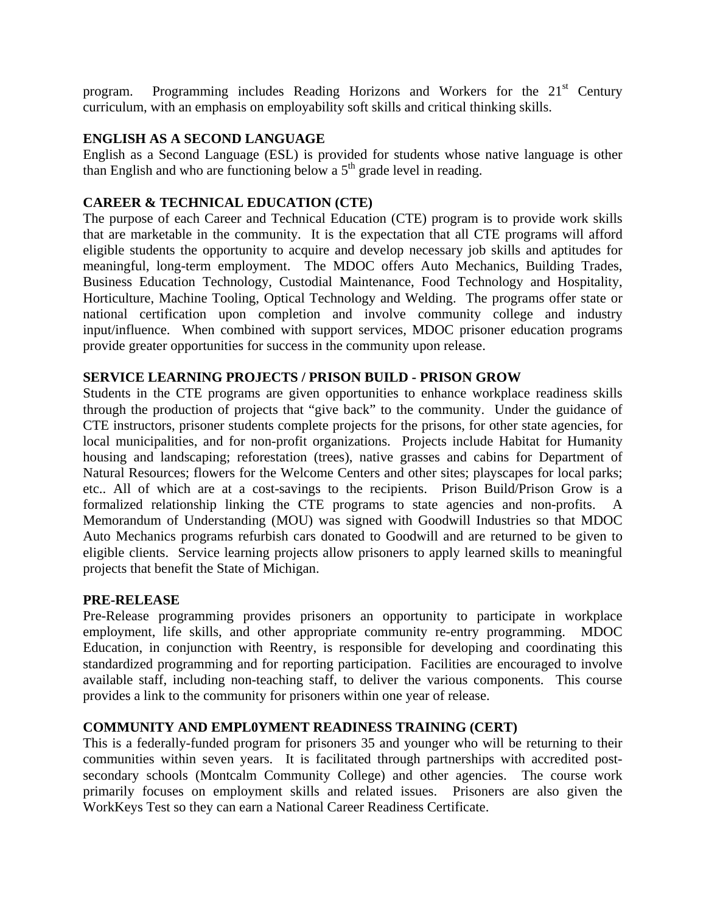program. Programming includes Reading Horizons and Workers for the 21st Century curriculum, with an emphasis on employability soft skills and critical thinking skills.

**ENGLISH AS A SECOND LANGUAGE**

English as a Second Language (ESL) is provided for students whose native language is other than English and who are functioning below a 5th grade level in reading.

**CAREER & TECHNICAL EDUCATION (CTE)**

The purpose of each Career and Technical Education (CTE) program is to provide work skills that are marketable in the community. It is the expectation that all CTE programs will afford eligible students the opportunity to acquire and develop necessary job skills and aptitudes for meaningful, long-term employment. The MDOC offers Auto Mechanics, Building Trades, Business Education Technology, Custodial Maintenance, Food Technology and Hospitality, Horticulture, Machine Tooling, Optical Technology and Welding. The programs offer state or national certification upon completion and involve community college and industry input/influence. When combined with support services, MDOC prisoner education programs provide greater opportunities for success in the community upon release.

**SERVICE LEARNING PROJECTS / PRISON BUILD - PRISON GROW**

Students in the CTE programs are given opportunities to enhance workplace readiness skills through the production of projects that "give back" to the community. Under the guidance of CTE instructors, prisoner students complete projects for the prisons, for other state agencies, for local municipalities, and for non-profit organizations. Projects include Habitat for Humanity housing and landscaping; reforestation (trees), native grasses and cabins for Department of Natural Resources; flowers for the Welcome Centers and other sites; playscapes for local parks; etc.. All of which are at a cost-savings to the recipients. Prison Build/Prison Grow is a formalized relationship linking the CTE programs to state agencies and non-profits. A Memorandum of Understanding (MOU) was signed with Goodwill Industries so that MDOC Auto Mechanics programs refurbish cars donated to Goodwill and are returned to be given to eligible clients. Service learning projects allow prisoners to apply learned skills to meaningful projects that benefit the State of Michigan.

**PRE-RELEASE**

Pre-Release programming provides prisoners an opportunity to participate in workplace employment, life skills, and other appropriate community re-entry programming. MDOC Education, in conjunction with Reentry, is responsible for developing and coordinating this standardized programming and for reporting participation. Facilities are encouraged to involve available staff, including non-teaching staff, to deliver the various components. This course provides a link to the community for prisoners within one year of release.

**COMMUNITY AND EMPL0YMENT READINESS TRAINING (CERT)**

This is a federally-funded program for prisoners 35 and younger who will be returning to their communities within seven years. It is facilitated through partnerships with accredited post-secondary schools (Montcalm Community College) and other agencies. The course work primarily focuses on employment skills and related issues. Prisoners are also given the WorkKeys Test so they can earn a National Career Readiness Certificate.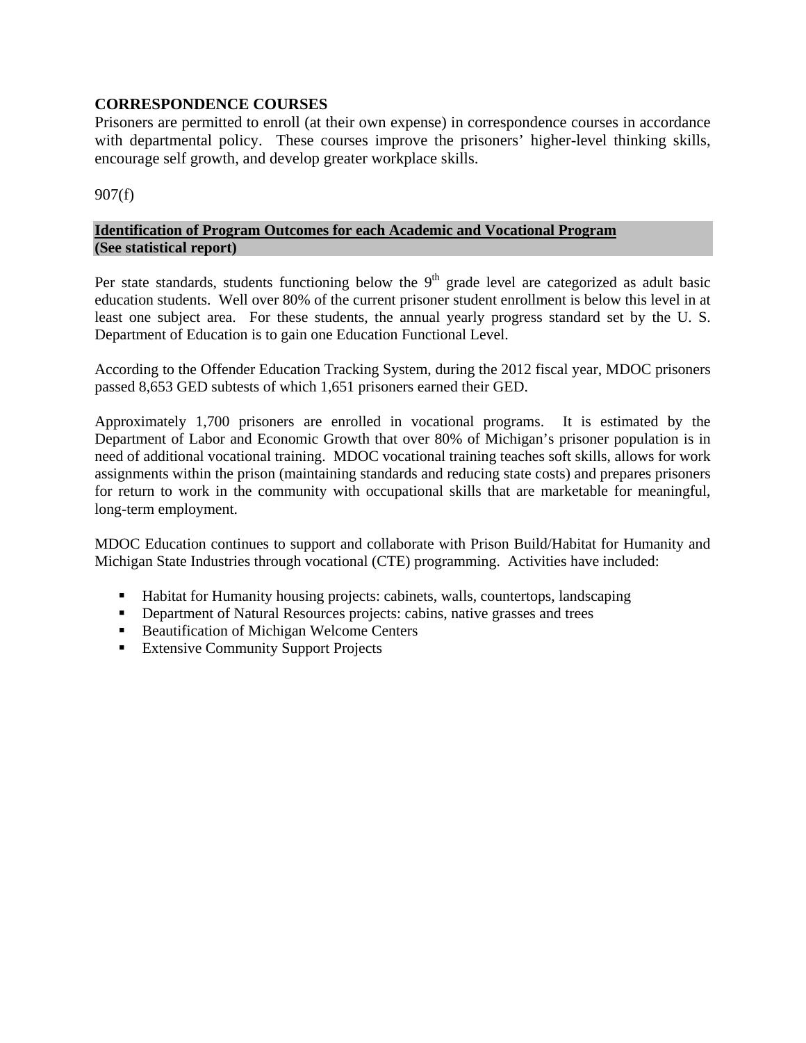**CORRESPONDENCE COURSES**

Prisoners are permitted to enroll (at their own expense) in correspondence courses in accordance with departmental policy. These courses improve the prisoners' higher-level thinking skills, encourage self growth, and develop greater workplace skills.

907(f)

**Identification of Program Outcomes for each Academic and Vocational Program**
**(See statistical report)**

Per state standards, students functioning below the 9th grade level are categorized as adult basic education students. Well over 80% of the current prisoner student enrollment is below this level in at least one subject area. For these students, the annual yearly progress standard set by the U. S. Department of Education is to gain one Education Functional Level.

According to the Offender Education Tracking System, during the 2012 fiscal year, MDOC prisoners passed 8,653 GED subtests of which 1,651 prisoners earned their GED.

Approximately 1,700 prisoners are enrolled in vocational programs. It is estimated by the Department of Labor and Economic Growth that over 80% of Michigan's prisoner population is in need of additional vocational training. MDOC vocational training teaches soft skills, allows for work assignments within the prison (maintaining standards and reducing state costs) and prepares prisoners for return to work in the community with occupational skills that are marketable for meaningful, long-term employment.

MDOC Education continues to support and collaborate with Prison Build/Habitat for Humanity and Michigan State Industries through vocational (CTE) programming. Activities have included:

- Habitat for Humanity housing projects: cabinets, walls, countertops, landscaping
- Department of Natural Resources projects: cabins, native grasses and trees
- Beautification of Michigan Welcome Centers
- Extensive Community Support Projects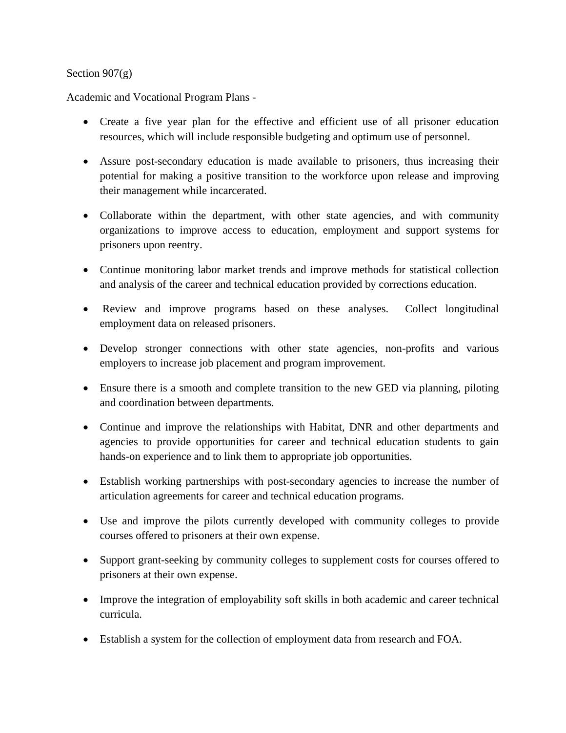Section 907(g)

Academic and Vocational Program Plans -

- Create a five year plan for the effective and efficient use of all prisoner education resources, which will include responsible budgeting and optimum use of personnel.
- Assure post-secondary education is made available to prisoners, thus increasing their potential for making a positive transition to the workforce upon release and improving their management while incarcerated.
- Collaborate within the department, with other state agencies, and with community organizations to improve access to education, employment and support systems for prisoners upon reentry.
- Continue monitoring labor market trends and improve methods for statistical collection and analysis of the career and technical education provided by corrections education.
- Review and improve programs based on these analyses. Collect longitudinal employment data on released prisoners.
- Develop stronger connections with other state agencies, non-profits and various employers to increase job placement and program improvement.
- Ensure there is a smooth and complete transition to the new GED via planning, piloting and coordination between departments.
- Continue and improve the relationships with Habitat, DNR and other departments and agencies to provide opportunities for career and technical education students to gain hands-on experience and to link them to appropriate job opportunities.
- Establish working partnerships with post-secondary agencies to increase the number of articulation agreements for career and technical education programs.
- Use and improve the pilots currently developed with community colleges to provide courses offered to prisoners at their own expense.
- Support grant-seeking by community colleges to supplement costs for courses offered to prisoners at their own expense.
- Improve the integration of employability soft skills in both academic and career technical curricula.
- Establish a system for the collection of employment data from research and FOA.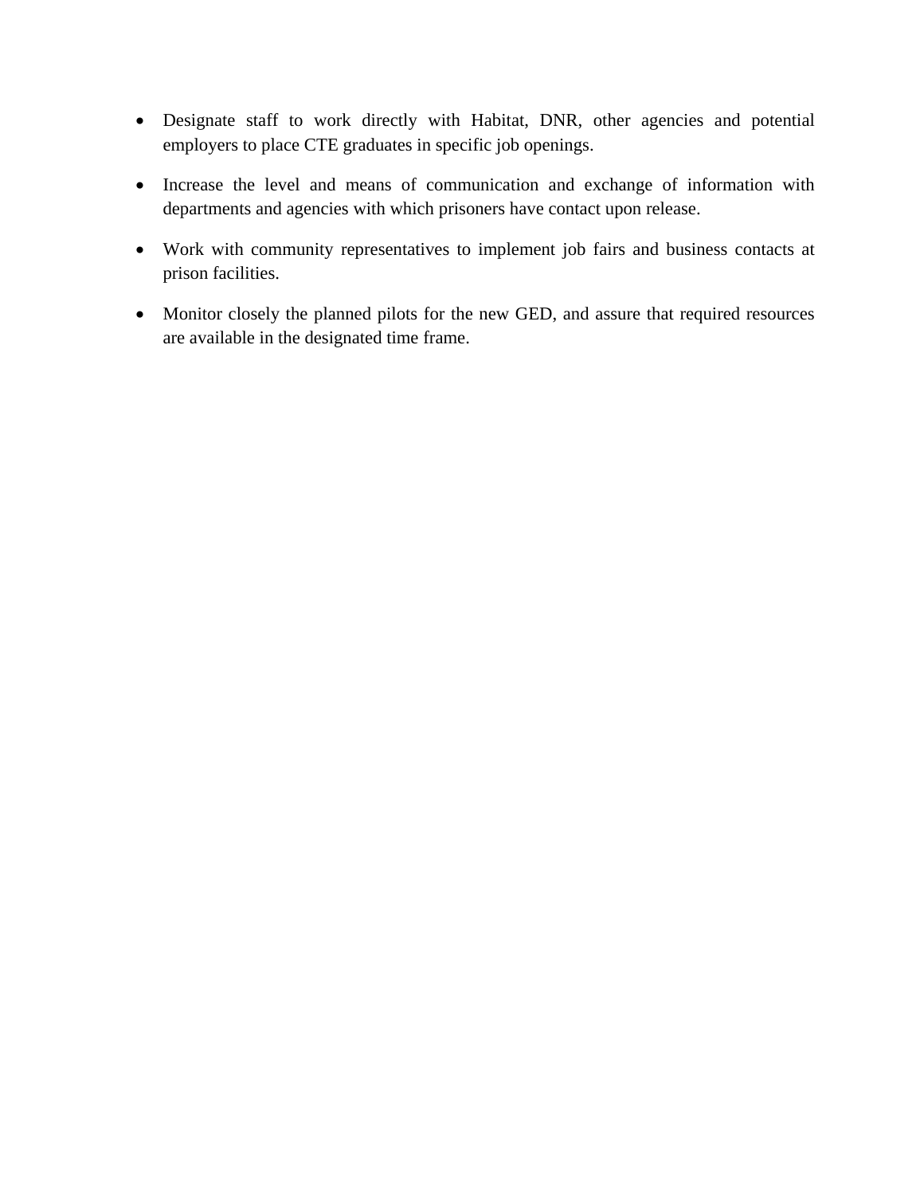- Designate staff to work directly with Habitat, DNR, other agencies and potential employers to place CTE graduates in specific job openings.
- Increase the level and means of communication and exchange of information with departments and agencies with which prisoners have contact upon release.
- Work with community representatives to implement job fairs and business contacts at prison facilities.
- Monitor closely the planned pilots for the new GED, and assure that required resources are available in the designated time frame.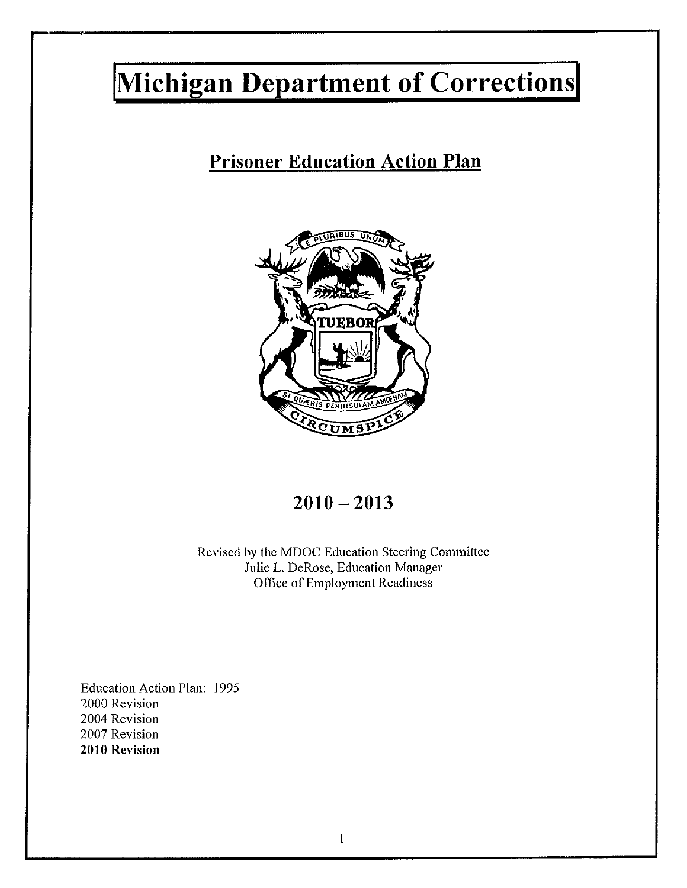# Michigan Department of Corrections

## Prisoner Education Action Plan

## 2010 – 2013

Revised by the MDOC Education Steering Committee
Julie L. DeRose, Education Manager
Office of Employment Readiness

Education Action Plan: 1995
2000 Revision
2004 Revision
2007 Revision
**2010 Revision**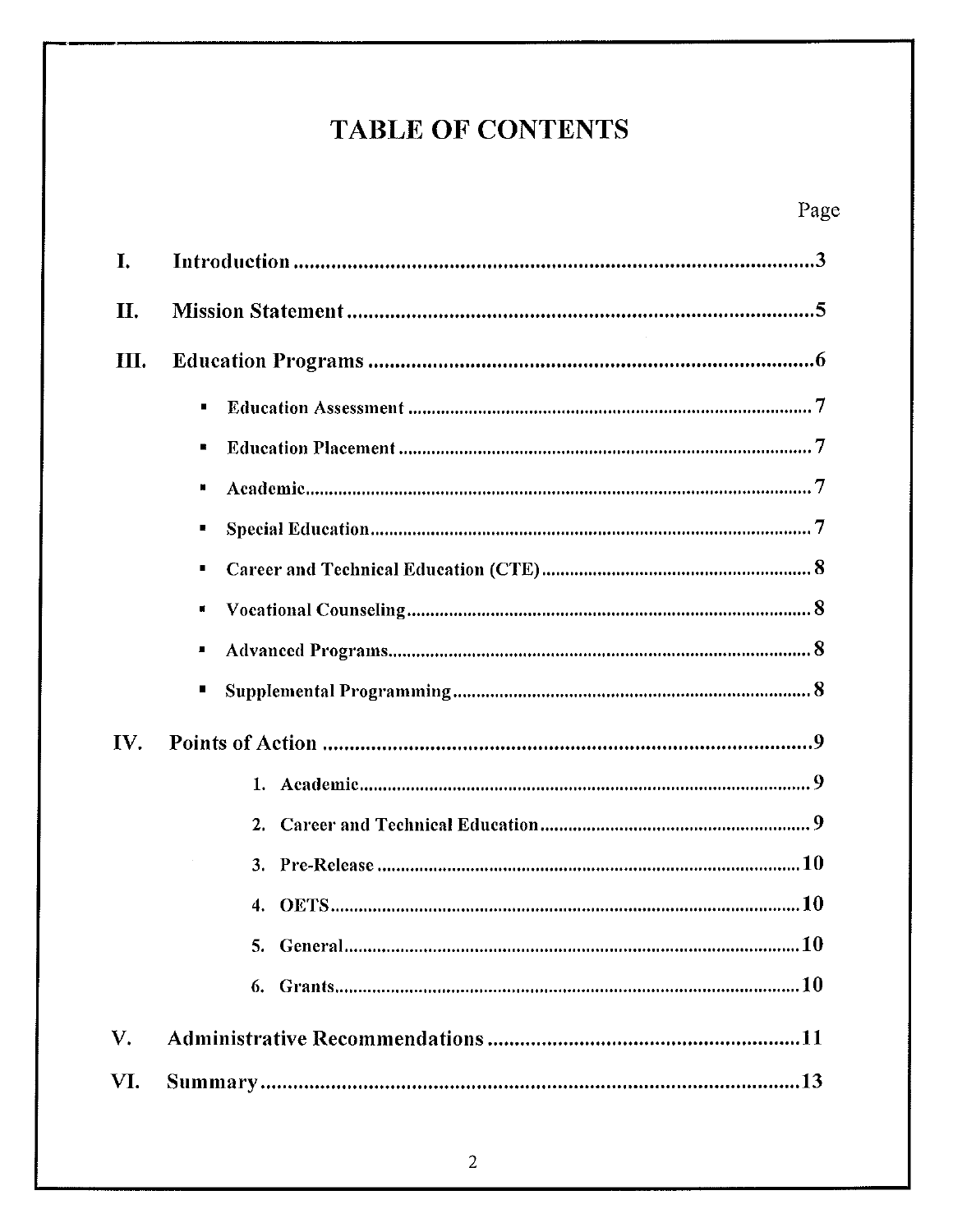# TABLE OF CONTENTS

| | | Page |
|---|---|---|
| I. | Introduction | 3 |
| II. | Mission Statement | 5 |
| III. | Education Programs | 6 |
| | ▪ Education Assessment | 7 |
| | ▪ Education Placement | 7 |
| | ▪ Academic | 7 |
| | ▪ Special Education | 7 |
| | ▪ Career and Technical Education (CTE) | 8 |
| | ▪ Vocational Counseling | 8 |
| | ▪ Advanced Programs | 8 |
| | ▪ Supplemental Programming | 8 |
| IV. | Points of Action | 9 |
| | 1. Academic | 9 |
| | 2. Career and Technical Education | 9 |
| | 3. Pre-Release | 10 |
| | 4. OETS | 10 |
| | 5. General | 10 |
| | 6. Grants | 10 |
| V. | Administrative Recommendations | 11 |
| VI. | Summary | 13 |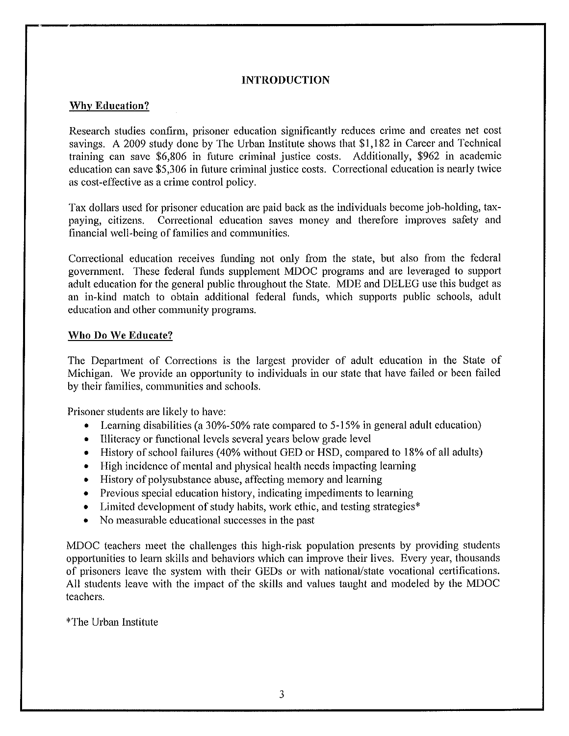# INTRODUCTION

## Why Education?

Research studies confirm, prisoner education significantly reduces crime and creates net cost savings. A 2009 study done by The Urban Institute shows that $1,182 in Career and Technical training can save $6,806 in future criminal justice costs. Additionally, $962 in academic education can save $5,306 in future criminal justice costs. Correctional education is nearly twice as cost-effective as a crime control policy.

Tax dollars used for prisoner education are paid back as the individuals become job-holding, tax-paying, citizens. Correctional education saves money and therefore improves safety and financial well-being of families and communities.

Correctional education receives funding not only from the state, but also from the federal government. These federal funds supplement MDOC programs and are leveraged to support adult education for the general public throughout the State. MDE and DELEG use this budget as an in-kind match to obtain additional federal funds, which supports public schools, adult education and other community programs.

## Who Do We Educate?

The Department of Corrections is the largest provider of adult education in the State of Michigan. We provide an opportunity to individuals in our state that have failed or been failed by their families, communities and schools.

Prisoner students are likely to have:

- Learning disabilities (a 30%-50% rate compared to 5-15% in general adult education)
- Illiteracy or functional levels several years below grade level
- History of school failures (40% without GED or HSD, compared to 18% of all adults)
- High incidence of mental and physical health needs impacting learning
- History of polysubstance abuse, affecting memory and learning
- Previous special education history, indicating impediments to learning
- Limited development of study habits, work ethic, and testing strategies*
- No measurable educational successes in the past

MDOC teachers meet the challenges this high-risk population presents by providing students opportunities to learn skills and behaviors which can improve their lives. Every year, thousands of prisoners leave the system with their GEDs or with national/state vocational certifications. All students leave with the impact of the skills and values taught and modeled by the MDOC teachers.

*The Urban Institute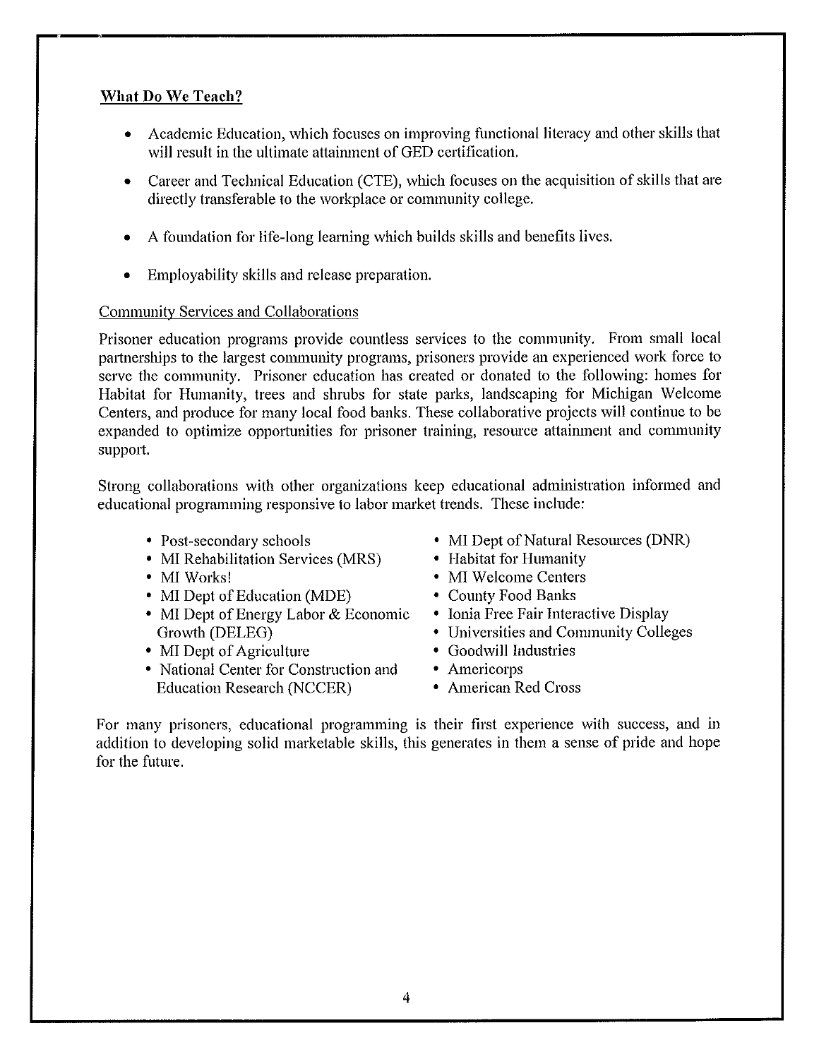**What Do We Teach?**

- Academic Education, which focuses on improving functional literacy and other skills that will result in the ultimate attainment of GED certification.
- Career and Technical Education (CTE), which focuses on the acquisition of skills that are directly transferable to the workplace or community college.
- A foundation for life-long learning which builds skills and benefits lives.
- Employability skills and release preparation.

Community Services and Collaborations

Prisoner education programs provide countless services to the community. From small local partnerships to the largest community programs, prisoners provide an experienced work force to serve the community. Prisoner education has created or donated to the following: homes for Habitat for Humanity, trees and shrubs for state parks, landscaping for Michigan Welcome Centers, and produce for many local food banks. These collaborative projects will continue to be expanded to optimize opportunities for prisoner training, resource attainment and community support.

Strong collaborations with other organizations keep educational administration informed and educational programming responsive to labor market trends. These include:

- Post-secondary schools
- MI Rehabilitation Services (MRS)
- MI Works!
- MI Dept of Education (MDE)
- MI Dept of Energy Labor & Economic Growth (DELEG)
- MI Dept of Agriculture
- National Center for Construction and Education Research (NCCER)
- MI Dept of Natural Resources (DNR)
- Habitat for Humanity
- MI Welcome Centers
- County Food Banks
- Ionia Free Fair Interactive Display
- Universities and Community Colleges
- Goodwill Industries
- Americorps
- American Red Cross

For many prisoners, educational programming is their first experience with success, and in addition to developing solid marketable skills, this generates in them a sense of pride and hope for the future.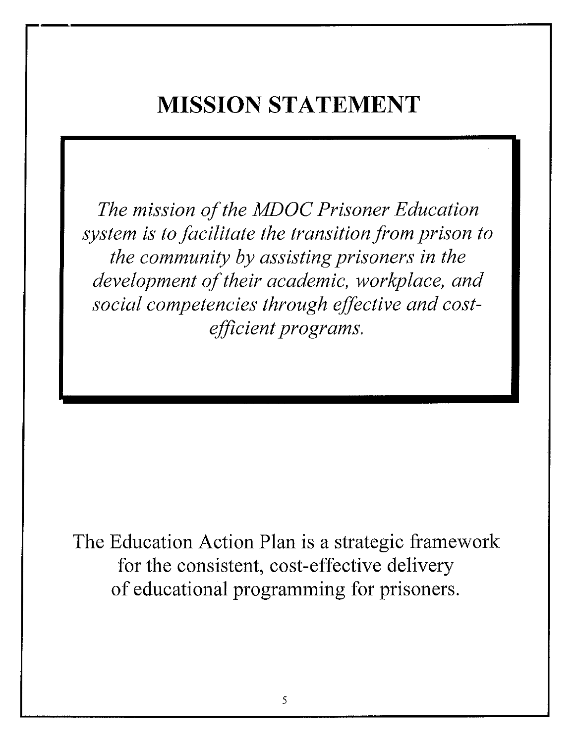# MISSION STATEMENT

*The mission of the MDOC Prisoner Education system is to facilitate the transition from prison to the community by assisting prisoners in the development of their academic, workplace, and social competencies through effective and cost-efficient programs.*

The Education Action Plan is a strategic framework for the consistent, cost-effective delivery of educational programming for prisoners.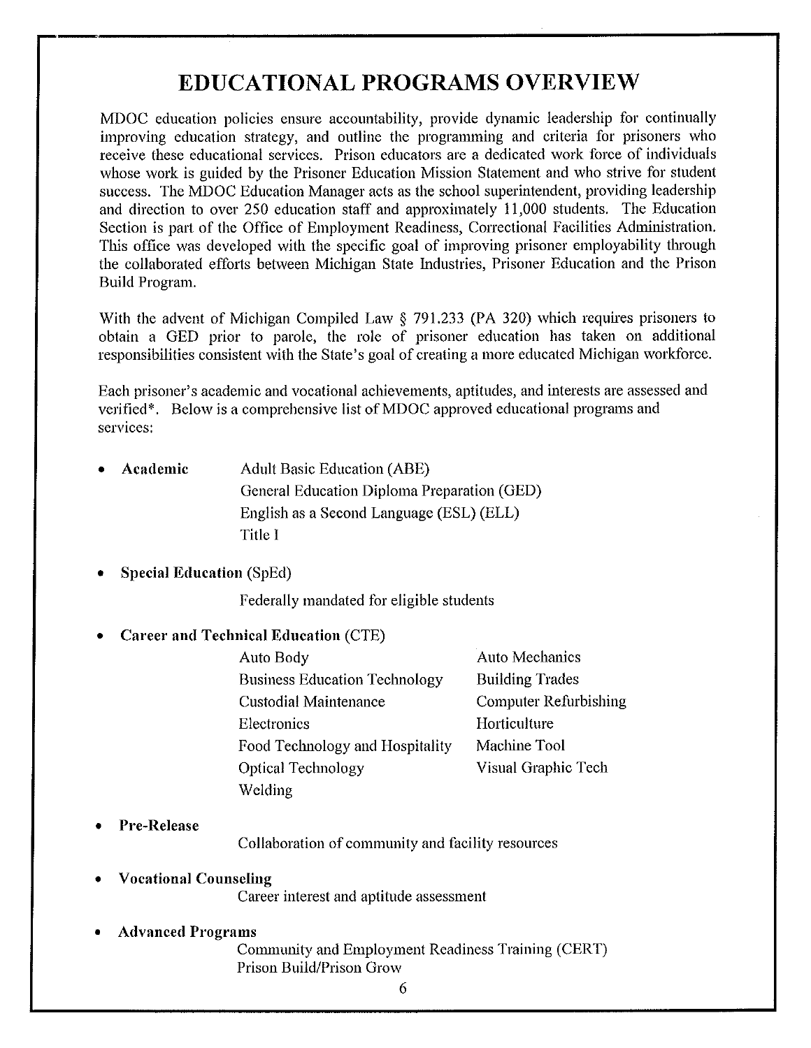# EDUCATIONAL PROGRAMS OVERVIEW

MDOC education policies ensure accountability, provide dynamic leadership for continually improving education strategy, and outline the programming and criteria for prisoners who receive these educational services. Prison educators are a dedicated work force of individuals whose work is guided by the Prisoner Education Mission Statement and who strive for student success. The MDOC Education Manager acts as the school superintendent, providing leadership and direction to over 250 education staff and approximately 11,000 students. The Education Section is part of the Office of Employment Readiness, Correctional Facilities Administration. This office was developed with the specific goal of improving prisoner employability through the collaborated efforts between Michigan State Industries, Prisoner Education and the Prison Build Program.

With the advent of Michigan Compiled Law § 791.233 (PA 320) which requires prisoners to obtain a GED prior to parole, the role of prisoner education has taken on additional responsibilities consistent with the State's goal of creating a more educated Michigan workforce.

Each prisoner's academic and vocational achievements, aptitudes, and interests are assessed and verified*. Below is a comprehensive list of MDOC approved educational programs and services:

- **Academic**
  - Adult Basic Education (ABE)
  - General Education Diploma Preparation (GED)
  - English as a Second Language (ESL) (ELL)
  - Title I
- **Special Education** (SpEd)
  - Federally mandated for eligible students
- **Career and Technical Education** (CTE)
  - Auto Body
  - Auto Mechanics
  - Business Education Technology
  - Building Trades
  - Custodial Maintenance
  - Computer Refurbishing
  - Electronics
  - Horticulture
  - Food Technology and Hospitality
  - Machine Tool
  - Optical Technology
  - Visual Graphic Tech
  - Welding
- **Pre-Release**
  - Collaboration of community and facility resources
- **Vocational Counseling**
  - Career interest and aptitude assessment
- **Advanced Programs**
  - Community and Employment Readiness Training (CERT)
  - Prison Build/Prison Grow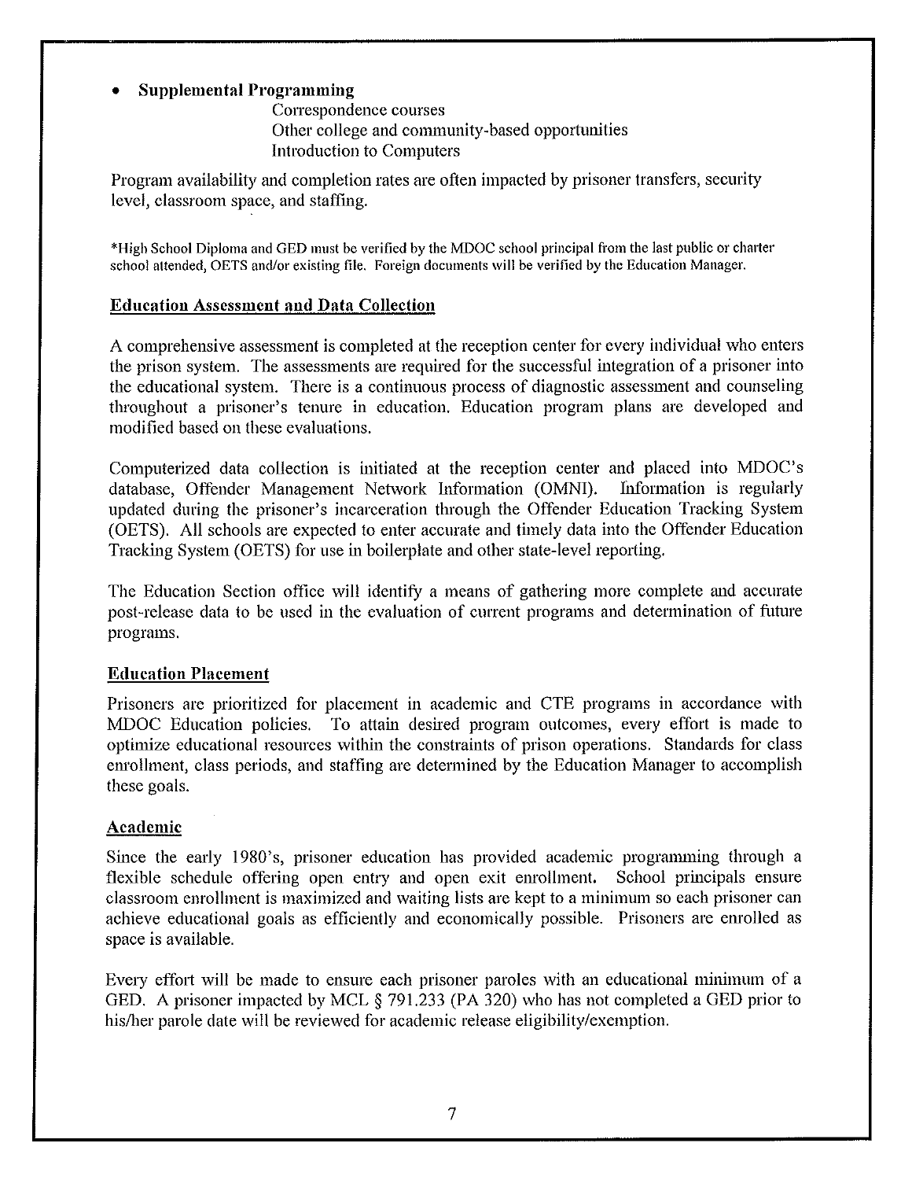- **Supplemental Programming**
  - Correspondence courses
  - Other college and community-based opportunities
  - Introduction to Computers

Program availability and completion rates are often impacted by prisoner transfers, security level, classroom space, and staffing.

*High School Diploma and GED must be verified by the MDOC school principal from the last public or charter school attended, OETS and/or existing file. Foreign documents will be verified by the Education Manager.

## Education Assessment and Data Collection

A comprehensive assessment is completed at the reception center for every individual who enters the prison system. The assessments are required for the successful integration of a prisoner into the educational system. There is a continuous process of diagnostic assessment and counseling throughout a prisoner's tenure in education. Education program plans are developed and modified based on these evaluations.

Computerized data collection is initiated at the reception center and placed into MDOC's database, Offender Management Network Information (OMNI). Information is regularly updated during the prisoner's incarceration through the Offender Education Tracking System (OETS). All schools are expected to enter accurate and timely data into the Offender Education Tracking System (OETS) for use in boilerplate and other state-level reporting.

The Education Section office will identify a means of gathering more complete and accurate post-release data to be used in the evaluation of current programs and determination of future programs.

## Education Placement

Prisoners are prioritized for placement in academic and CTE programs in accordance with MDOC Education policies. To attain desired program outcomes, every effort is made to optimize educational resources within the constraints of prison operations. Standards for class enrollment, class periods, and staffing are determined by the Education Manager to accomplish these goals.

## Academic

Since the early 1980's, prisoner education has provided academic programming through a flexible schedule offering open entry and open exit enrollment. School principals ensure classroom enrollment is maximized and waiting lists are kept to a minimum so each prisoner can achieve educational goals as efficiently and economically possible. Prisoners are enrolled as space is available.

Every effort will be made to ensure each prisoner paroles with an educational minimum of a GED. A prisoner impacted by MCL § 791.233 (PA 320) who has not completed a GED prior to his/her parole date will be reviewed for academic release eligibility/exemption.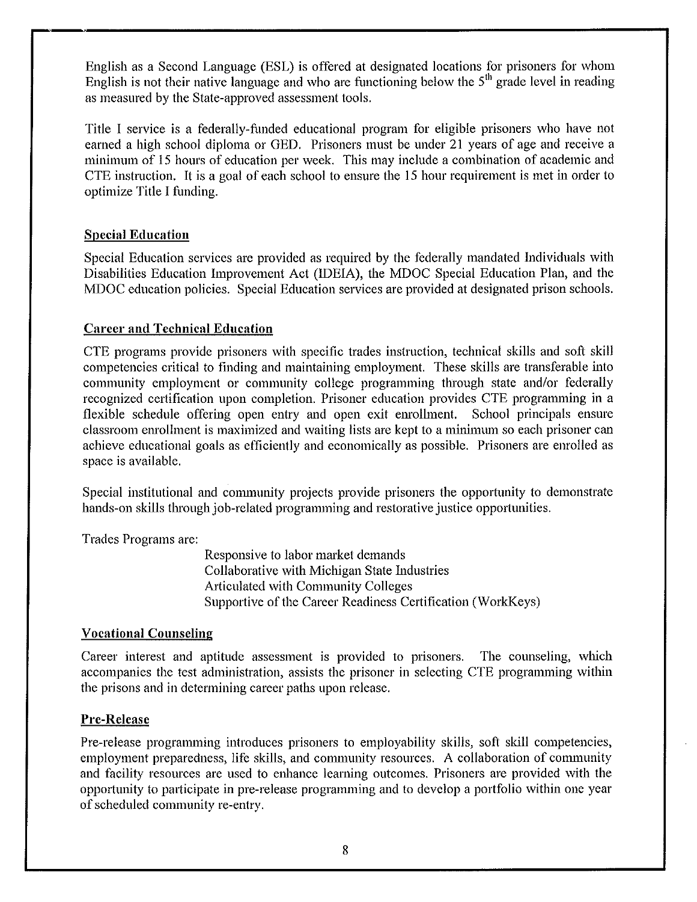English as a Second Language (ESL) is offered at designated locations for prisoners for whom English is not their native language and who are functioning below the 5th grade level in reading as measured by the State-approved assessment tools.

Title I service is a federally-funded educational program for eligible prisoners who have not earned a high school diploma or GED. Prisoners must be under 21 years of age and receive a minimum of 15 hours of education per week. This may include a combination of academic and CTE instruction. It is a goal of each school to ensure the 15 hour requirement is met in order to optimize Title I funding.

## Special Education

Special Education services are provided as required by the federally mandated Individuals with Disabilities Education Improvement Act (IDEIA), the MDOC Special Education Plan, and the MDOC education policies. Special Education services are provided at designated prison schools.

## Career and Technical Education

CTE programs provide prisoners with specific trades instruction, technical skills and soft skill competencies critical to finding and maintaining employment. These skills are transferable into community employment or community college programming through state and/or federally recognized certification upon completion. Prisoner education provides CTE programming in a flexible schedule offering open entry and open exit enrollment. School principals ensure classroom enrollment is maximized and waiting lists are kept to a minimum so each prisoner can achieve educational goals as efficiently and economically as possible. Prisoners are enrolled as space is available.

Special institutional and community projects provide prisoners the opportunity to demonstrate hands-on skills through job-related programming and restorative justice opportunities.

Trades Programs are:

- Responsive to labor market demands
- Collaborative with Michigan State Industries
- Articulated with Community Colleges
- Supportive of the Career Readiness Certification (WorkKeys)

## Vocational Counseling

Career interest and aptitude assessment is provided to prisoners. The counseling, which accompanies the test administration, assists the prisoner in selecting CTE programming within the prisons and in determining career paths upon release.

## Pre-Release

Pre-release programming introduces prisoners to employability skills, soft skill competencies, employment preparedness, life skills, and community resources. A collaboration of community and facility resources are used to enhance learning outcomes. Prisoners are provided with the opportunity to participate in pre-release programming and to develop a portfolio within one year of scheduled community re-entry.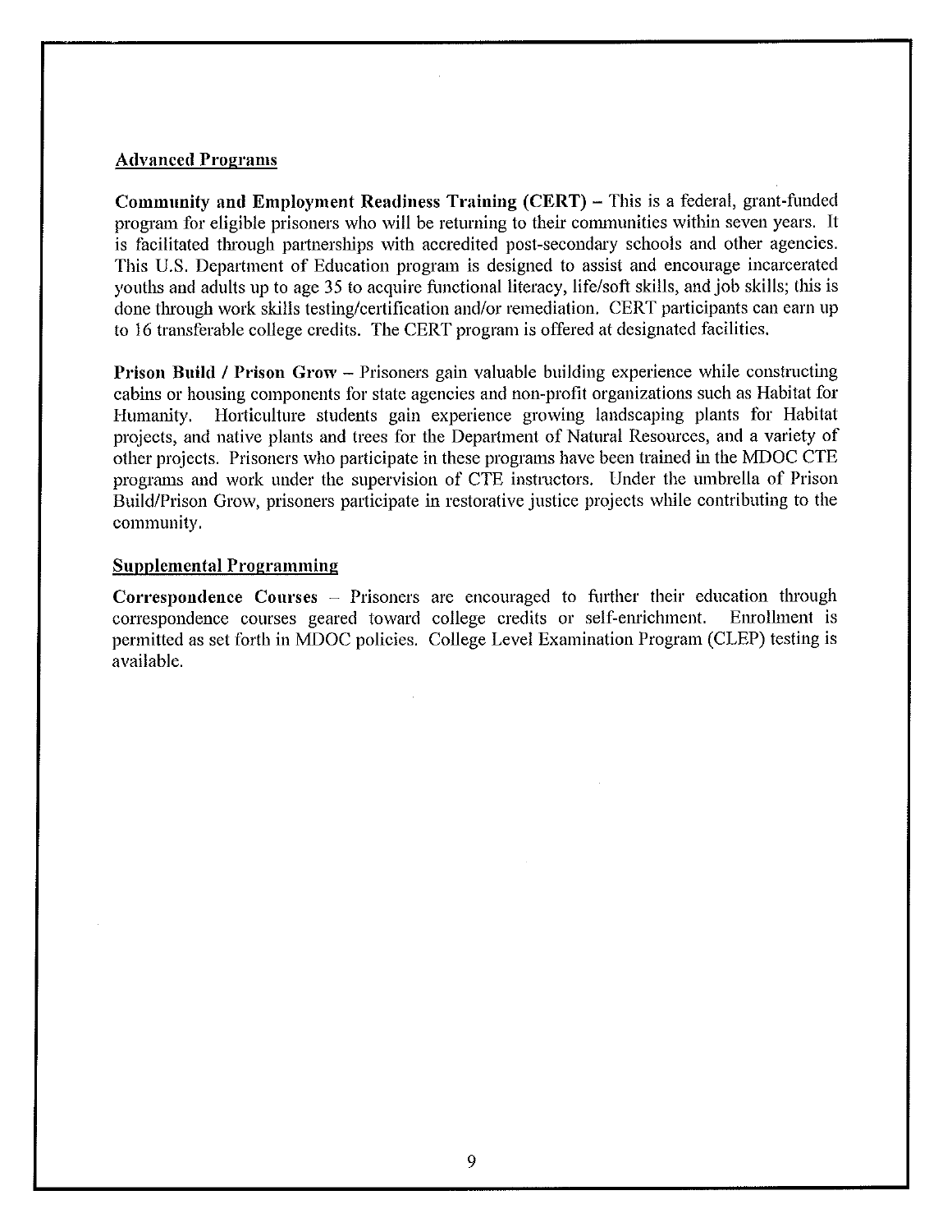## Advanced Programs

**Community and Employment Readiness Training (CERT)** – This is a federal, grant-funded program for eligible prisoners who will be returning to their communities within seven years. It is facilitated through partnerships with accredited post-secondary schools and other agencies. This U.S. Department of Education program is designed to assist and encourage incarcerated youths and adults up to age 35 to acquire functional literacy, life/soft skills, and job skills; this is done through work skills testing/certification and/or remediation. CERT participants can earn up to 16 transferable college credits. The CERT program is offered at designated facilities.

**Prison Build / Prison Grow** – Prisoners gain valuable building experience while constructing cabins or housing components for state agencies and non-profit organizations such as Habitat for Humanity. Horticulture students gain experience growing landscaping plants for Habitat projects, and native plants and trees for the Department of Natural Resources, and a variety of other projects. Prisoners who participate in these programs have been trained in the MDOC CTE programs and work under the supervision of CTE instructors. Under the umbrella of Prison Build/Prison Grow, prisoners participate in restorative justice projects while contributing to the community.

## Supplemental Programming

**Correspondence Courses** – Prisoners are encouraged to further their education through correspondence courses geared toward college credits or self-enrichment. Enrollment is permitted as set forth in MDOC policies. College Level Examination Program (CLEP) testing is available.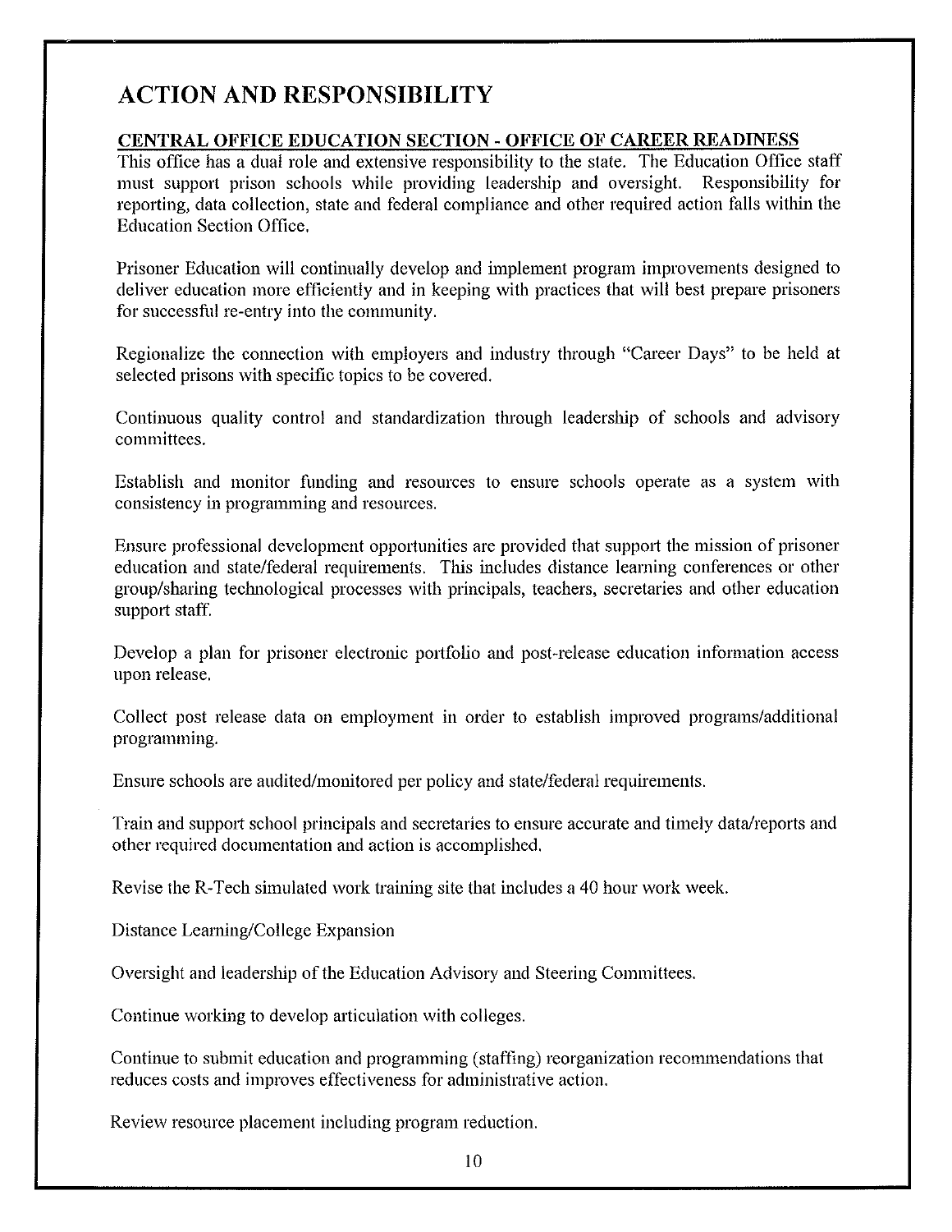# ACTION AND RESPONSIBILITY

**CENTRAL OFFICE EDUCATION SECTION - OFFICE OF CAREER READINESS**

This office has a dual role and extensive responsibility to the state. The Education Office staff must support prison schools while providing leadership and oversight. Responsibility for reporting, data collection, state and federal compliance and other required action falls within the Education Section Office.

Prisoner Education will continually develop and implement program improvements designed to deliver education more efficiently and in keeping with practices that will best prepare prisoners for successful re-entry into the community.

Regionalize the connection with employers and industry through "Career Days" to be held at selected prisons with specific topics to be covered.

Continuous quality control and standardization through leadership of schools and advisory committees.

Establish and monitor funding and resources to ensure schools operate as a system with consistency in programming and resources.

Ensure professional development opportunities are provided that support the mission of prisoner education and state/federal requirements. This includes distance learning conferences or other group/sharing technological processes with principals, teachers, secretaries and other education support staff.

Develop a plan for prisoner electronic portfolio and post-release education information access upon release.

Collect post release data on employment in order to establish improved programs/additional programming.

Ensure schools are audited/monitored per policy and state/federal requirements.

Train and support school principals and secretaries to ensure accurate and timely data/reports and other required documentation and action is accomplished.

Revise the R-Tech simulated work training site that includes a 40 hour work week.

Distance Learning/College Expansion

Oversight and leadership of the Education Advisory and Steering Committees.

Continue working to develop articulation with colleges.

Continue to submit education and programming (staffing) reorganization recommendations that reduces costs and improves effectiveness for administrative action.

Review resource placement including program reduction.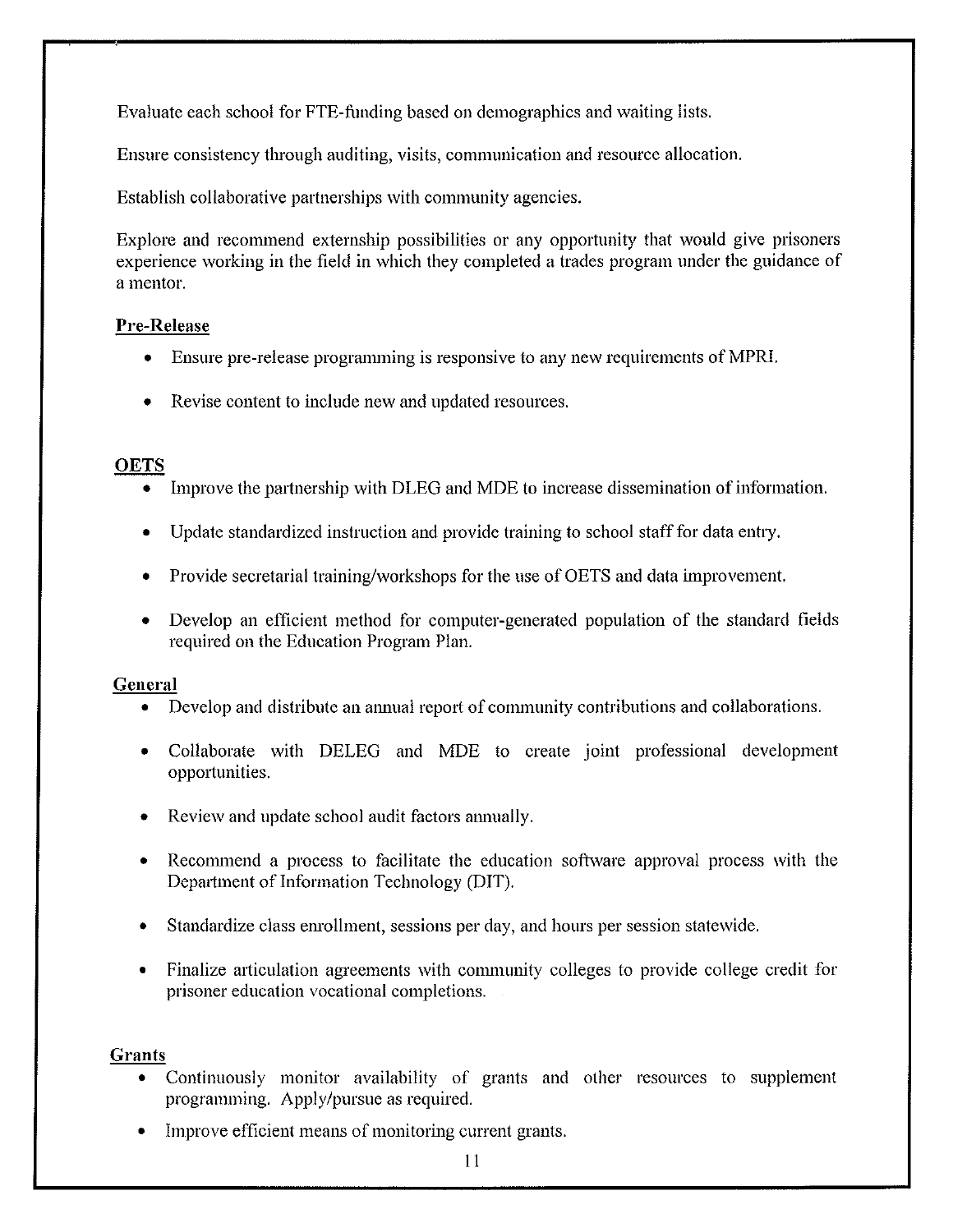Evaluate each school for FTE-funding based on demographics and waiting lists.

Ensure consistency through auditing, visits, communication and resource allocation.

Establish collaborative partnerships with community agencies.

Explore and recommend externship possibilities or any opportunity that would give prisoners experience working in the field in which they completed a trades program under the guidance of a mentor.

**Pre-Release**

- Ensure pre-release programming is responsive to any new requirements of MPRI.
- Revise content to include new and updated resources.

**OETS**

- Improve the partnership with DLEG and MDE to increase dissemination of information.
- Update standardized instruction and provide training to school staff for data entry.
- Provide secretarial training/workshops for the use of OETS and data improvement.
- Develop an efficient method for computer-generated population of the standard fields required on the Education Program Plan.

**General**

- Develop and distribute an annual report of community contributions and collaborations.
- Collaborate with DELEG and MDE to create joint professional development opportunities.
- Review and update school audit factors annually.
- Recommend a process to facilitate the education software approval process with the Department of Information Technology (DIT).
- Standardize class enrollment, sessions per day, and hours per session statewide.
- Finalize articulation agreements with community colleges to provide college credit for prisoner education vocational completions.

**Grants**

- Continuously monitor availability of grants and other resources to supplement programming. Apply/pursue as required.
- Improve efficient means of monitoring current grants.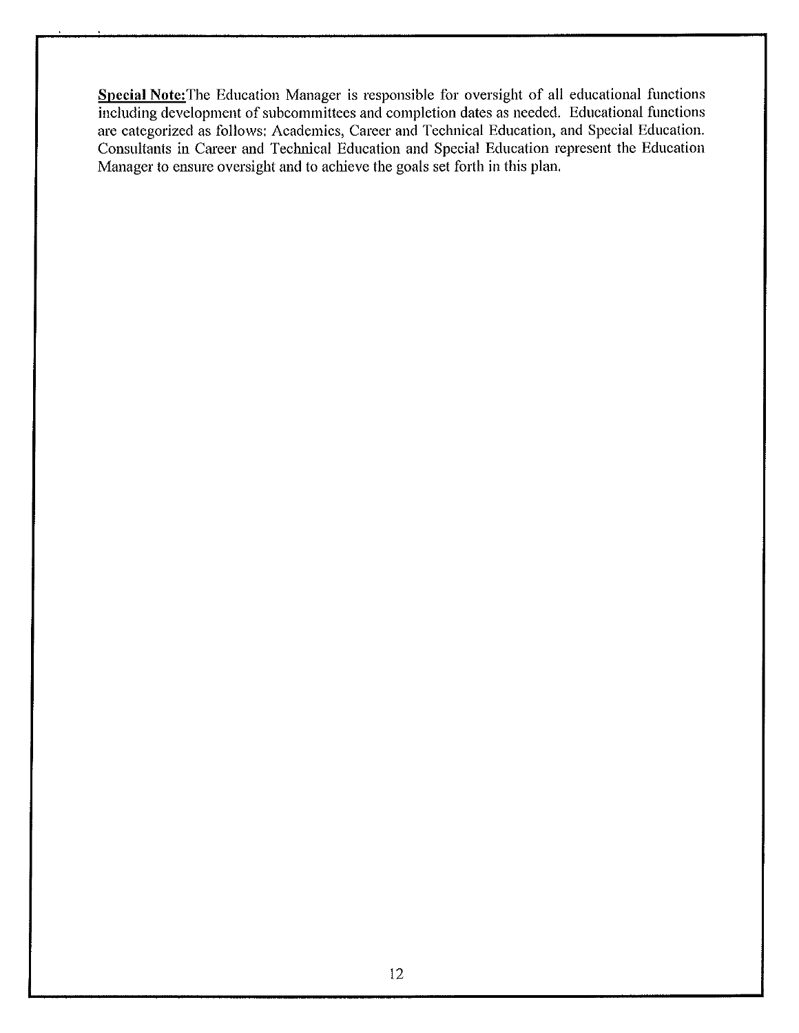**<u>Special Note:</u>**The Education Manager is responsible for oversight of all educational functions including development of subcommittees and completion dates as needed. Educational functions are categorized as follows: Academics, Career and Technical Education, and Special Education. Consultants in Career and Technical Education and Special Education represent the Education Manager to ensure oversight and to achieve the goals set forth in this plan.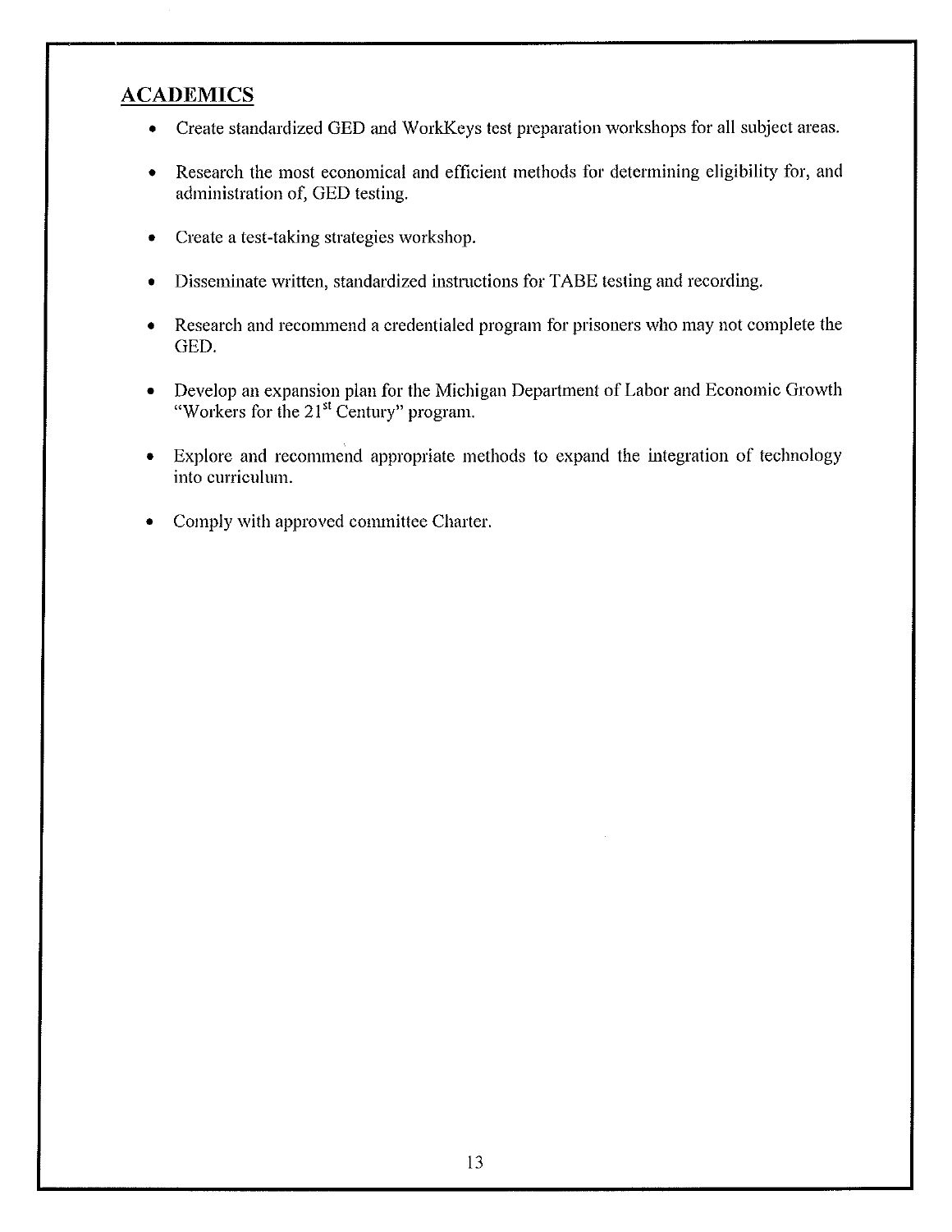## ACADEMICS

- Create standardized GED and WorkKeys test preparation workshops for all subject areas.
- Research the most economical and efficient methods for determining eligibility for, and administration of, GED testing.
- Create a test-taking strategies workshop.
- Disseminate written, standardized instructions for TABE testing and recording.
- Research and recommend a credentialed program for prisoners who may not complete the GED.
- Develop an expansion plan for the Michigan Department of Labor and Economic Growth "Workers for the 21st Century" program.
- Explore and recommend appropriate methods to expand the integration of technology into curriculum.
- Comply with approved committee Charter.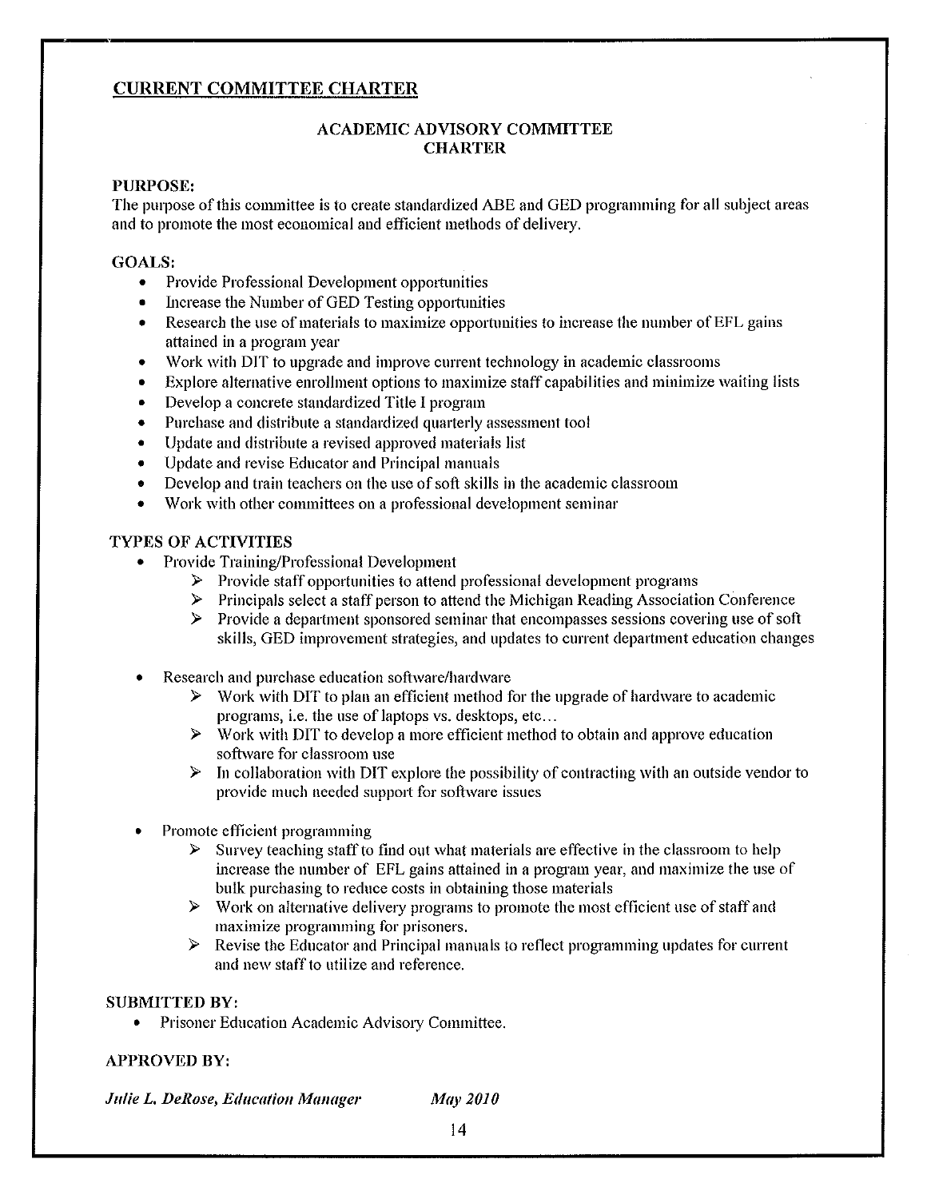## CURRENT COMMITTEE CHARTER

### ACADEMIC ADVISORY COMMITTEE
### CHARTER

**PURPOSE:**
The purpose of this committee is to create standardized ABE and GED programming for all subject areas and to promote the most economical and efficient methods of delivery.

**GOALS:**

- Provide Professional Development opportunities
- Increase the Number of GED Testing opportunities
- Research the use of materials to maximize opportunities to increase the number of EFL gains attained in a program year
- Work with DIT to upgrade and improve current technology in academic classrooms
- Explore alternative enrollment options to maximize staff capabilities and minimize waiting lists
- Develop a concrete standardized Title I program
- Purchase and distribute a standardized quarterly assessment tool
- Update and distribute a revised approved materials list
- Update and revise Educator and Principal manuals
- Develop and train teachers on the use of soft skills in the academic classroom
- Work with other committees on a professional development seminar

**TYPES OF ACTIVITIES**

- Provide Training/Professional Development
  - Provide staff opportunities to attend professional development programs
  - Principals select a staff person to attend the Michigan Reading Association Conference
  - Provide a department sponsored seminar that encompasses sessions covering use of soft skills, GED improvement strategies, and updates to current department education changes

- Research and purchase education software/hardware
  - Work with DIT to plan an efficient method for the upgrade of hardware to academic programs, i.e. the use of laptops vs. desktops, etc…
  - Work with DIT to develop a more efficient method to obtain and approve education software for classroom use
  - In collaboration with DIT explore the possibility of contracting with an outside vendor to provide much needed support for software issues

- Promote efficient programming
  - Survey teaching staff to find out what materials are effective in the classroom to help increase the number of EFL gains attained in a program year, and maximize the use of bulk purchasing to reduce costs in obtaining those materials
  - Work on alternative delivery programs to promote the most efficient use of staff and maximize programming for prisoners.
  - Revise the Educator and Principal manuals to reflect programming updates for current and new staff to utilize and reference.

**SUBMITTED BY:**

- Prisoner Education Academic Advisory Committee.

**APPROVED BY:**

***Julie L. DeRose, Education Manager*** &nbsp;&nbsp;&nbsp;&nbsp; ***May 2010***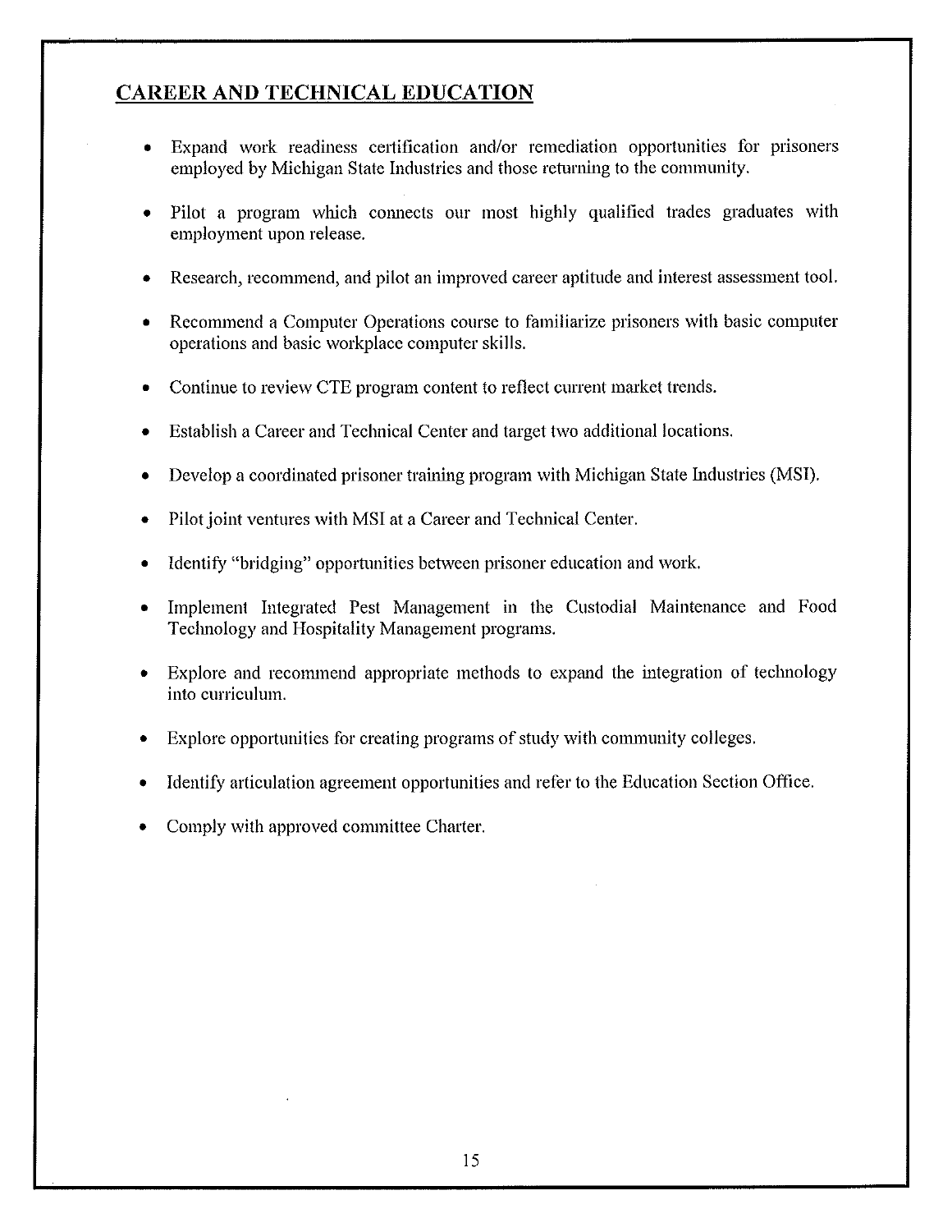## CAREER AND TECHNICAL EDUCATION

- Expand work readiness certification and/or remediation opportunities for prisoners employed by Michigan State Industries and those returning to the community.
- Pilot a program which connects our most highly qualified trades graduates with employment upon release.
- Research, recommend, and pilot an improved career aptitude and interest assessment tool.
- Recommend a Computer Operations course to familiarize prisoners with basic computer operations and basic workplace computer skills.
- Continue to review CTE program content to reflect current market trends.
- Establish a Career and Technical Center and target two additional locations.
- Develop a coordinated prisoner training program with Michigan State Industries (MSI).
- Pilot joint ventures with MSI at a Career and Technical Center.
- Identify "bridging" opportunities between prisoner education and work.
- Implement Integrated Pest Management in the Custodial Maintenance and Food Technology and Hospitality Management programs.
- Explore and recommend appropriate methods to expand the integration of technology into curriculum.
- Explore opportunities for creating programs of study with community colleges.
- Identify articulation agreement opportunities and refer to the Education Section Office.
- Comply with approved committee Charter.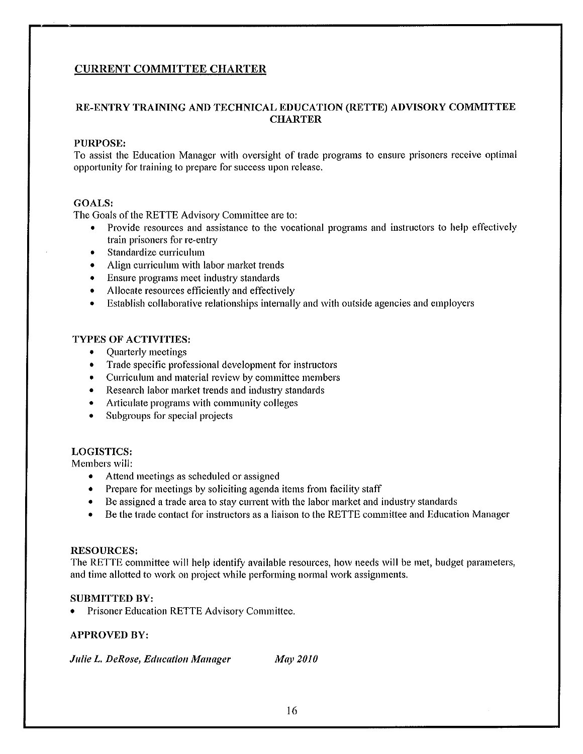## CURRENT COMMITTEE CHARTER

### RE-ENTRY TRAINING AND TECHNICAL EDUCATION (RETTE) ADVISORY COMMITTEE CHARTER

**PURPOSE:**
To assist the Education Manager with oversight of trade programs to ensure prisoners receive optimal opportunity for training to prepare for success upon release.

**GOALS:**
The Goals of the RETTE Advisory Committee are to:

- Provide resources and assistance to the vocational programs and instructors to help effectively train prisoners for re-entry
- Standardize curriculum
- Align curriculum with labor market trends
- Ensure programs meet industry standards
- Allocate resources efficiently and effectively
- Establish collaborative relationships internally and with outside agencies and employers

**TYPES OF ACTIVITIES:**

- Quarterly meetings
- Trade specific professional development for instructors
- Curriculum and material review by committee members
- Research labor market trends and industry standards
- Articulate programs with community colleges
- Subgroups for special projects

**LOGISTICS:**
Members will:

- Attend meetings as scheduled or assigned
- Prepare for meetings by soliciting agenda items from facility staff
- Be assigned a trade area to stay current with the labor market and industry standards
- Be the trade contact for instructors as a liaison to the RETTE committee and Education Manager

**RESOURCES:**
The RETTE committee will help identify available resources, how needs will be met, budget parameters, and time allotted to work on project while performing normal work assignments.

**SUBMITTED BY:**

- Prisoner Education RETTE Advisory Committee.

**APPROVED BY:**

***Julie L. DeRose, Education Manager*** ***May 2010***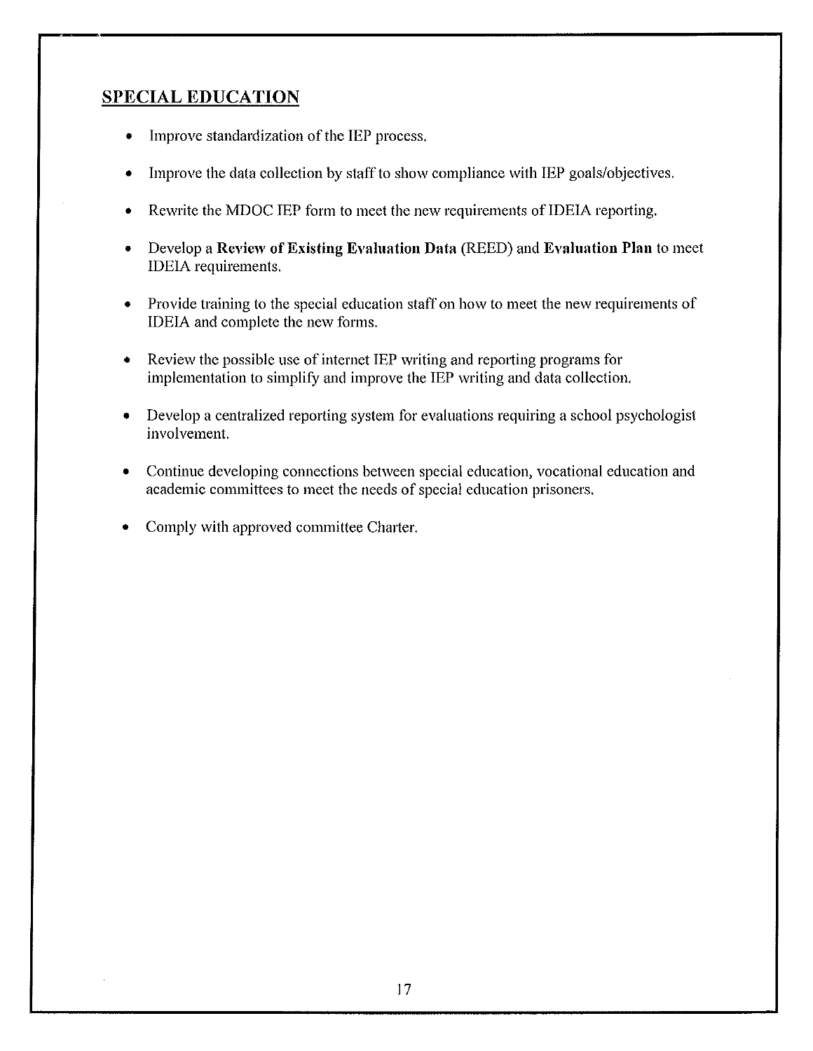## SPECIAL EDUCATION

- Improve standardization of the IEP process.
- Improve the data collection by staff to show compliance with IEP goals/objectives.
- Rewrite the MDOC IEP form to meet the new requirements of IDEIA reporting.
- Develop a **Review of Existing Evaluation Data** (REED) and **Evaluation Plan** to meet IDEIA requirements.
- Provide training to the special education staff on how to meet the new requirements of IDEIA and complete the new forms.
- Review the possible use of internet IEP writing and reporting programs for implementation to simplify and improve the IEP writing and data collection.
- Develop a centralized reporting system for evaluations requiring a school psychologist involvement.
- Continue developing connections between special education, vocational education and academic committees to meet the needs of special education prisoners.
- Comply with approved committee Charter.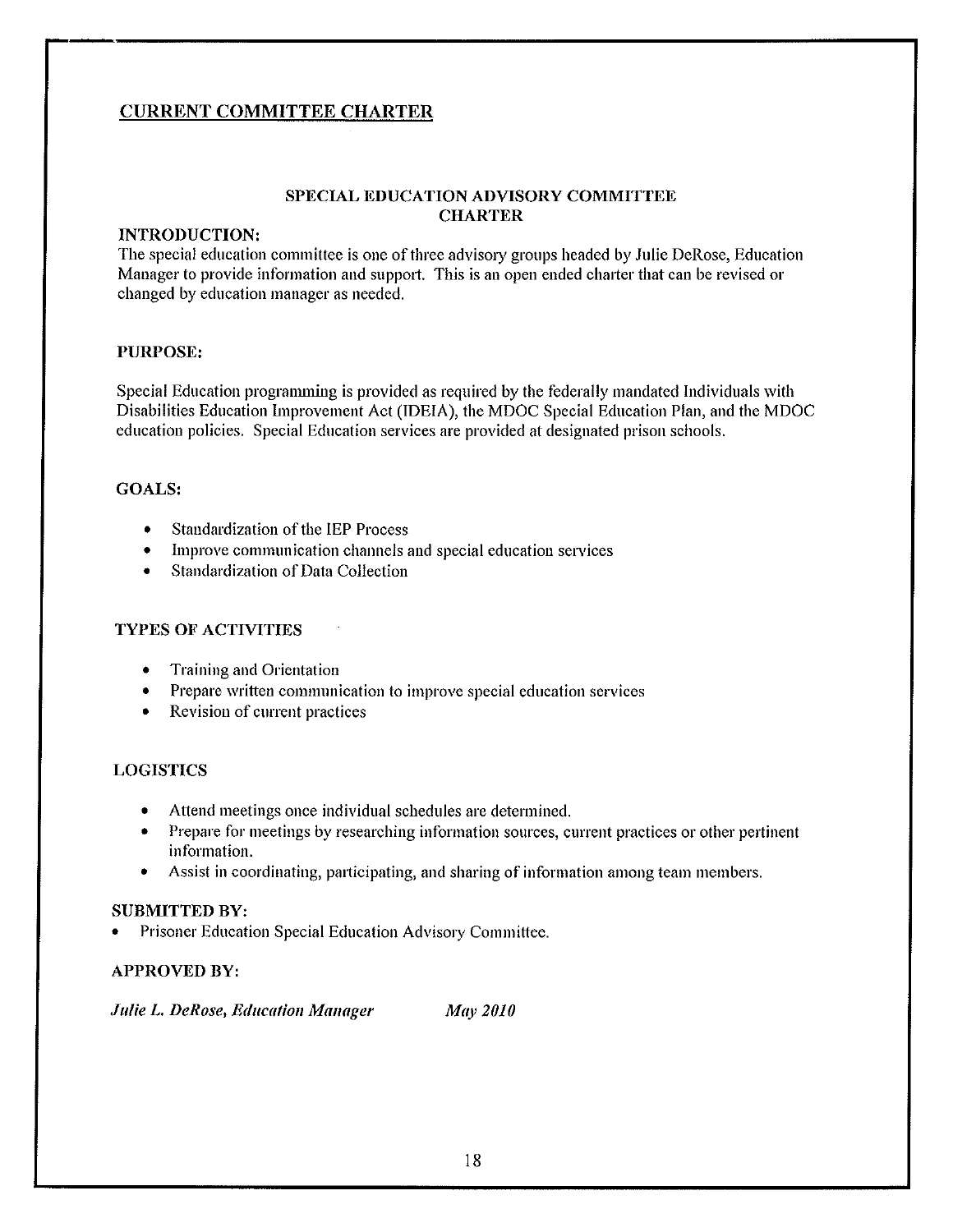## CURRENT COMMITTEE CHARTER

### SPECIAL EDUCATION ADVISORY COMMITTEE CHARTER

**INTRODUCTION:**

The special education committee is one of three advisory groups headed by Julie DeRose, Education Manager to provide information and support. This is an open ended charter that can be revised or changed by education manager as needed.

**PURPOSE:**

Special Education programming is provided as required by the federally mandated Individuals with Disabilities Education Improvement Act (IDEIA), the MDOC Special Education Plan, and the MDOC education policies. Special Education services are provided at designated prison schools.

**GOALS:**

- Standardization of the IEP Process
- Improve communication channels and special education services
- Standardization of Data Collection

**TYPES OF ACTIVITIES**

- Training and Orientation
- Prepare written communication to improve special education services
- Revision of current practices

**LOGISTICS**

- Attend meetings once individual schedules are determined.
- Prepare for meetings by researching information sources, current practices or other pertinent information.
- Assist in coordinating, participating, and sharing of information among team members.

**SUBMITTED BY:**

- Prisoner Education Special Education Advisory Committee.

**APPROVED BY:**

*Julie L. DeRose, Education Manager* *May 2010*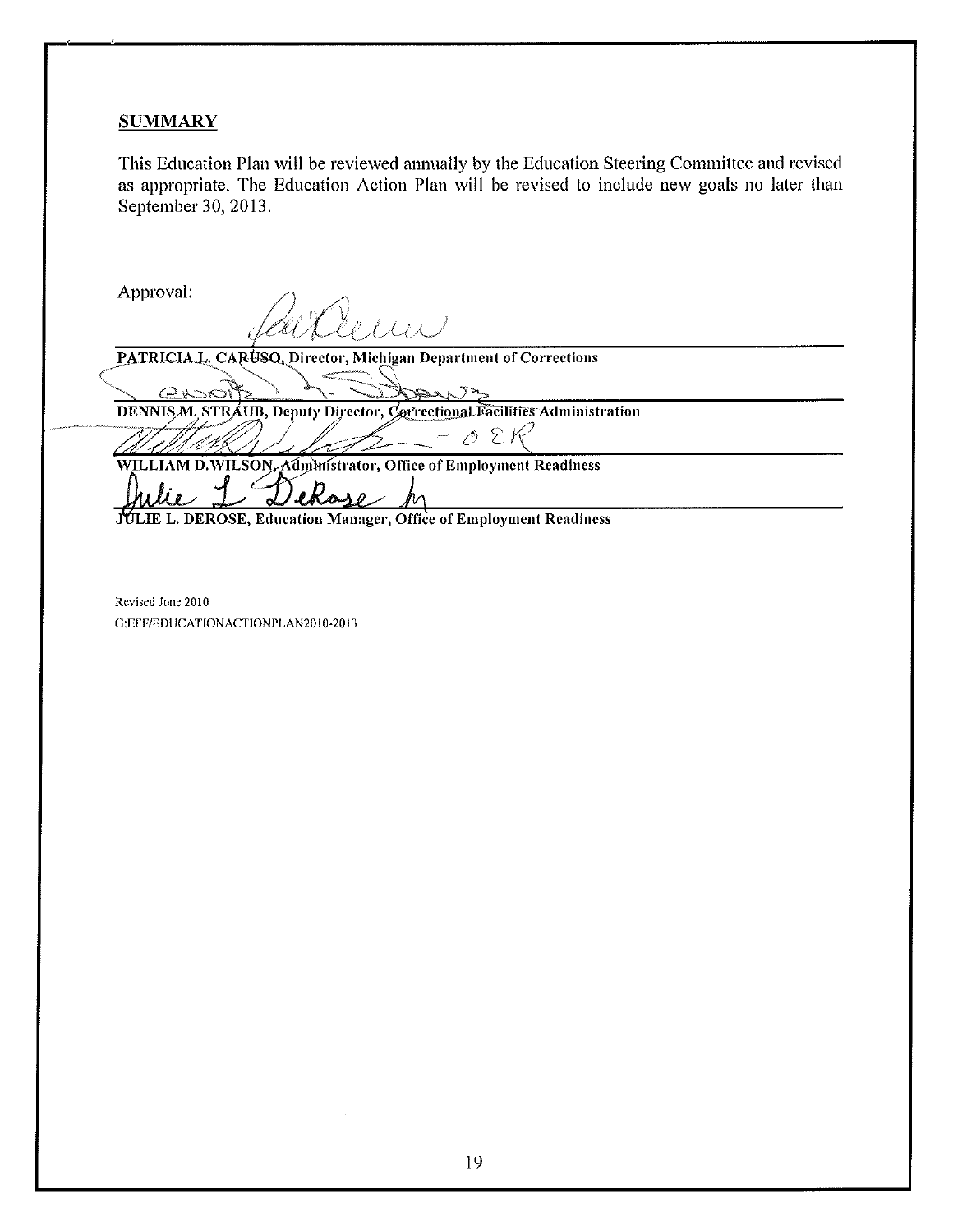## SUMMARY

This Education Plan will be reviewed annually by the Education Steering Committee and revised as appropriate. The Education Action Plan will be revised to include new goals no later than September 30, 2013.

Approval:

**PATRICIA L. CARUSO, Director, Michigan Department of Corrections**

**DENNIS M. STRAUB, Deputy Director, Correctional Facilities Administration**

**WILLIAM D.WILSON, Administrator, Office of Employment Readiness**

**JULIE L. DEROSE, Education Manager, Office of Employment Readiness**

Revised June 2010

G:EFF/EDUCATIONACTIONPLAN2010-2013